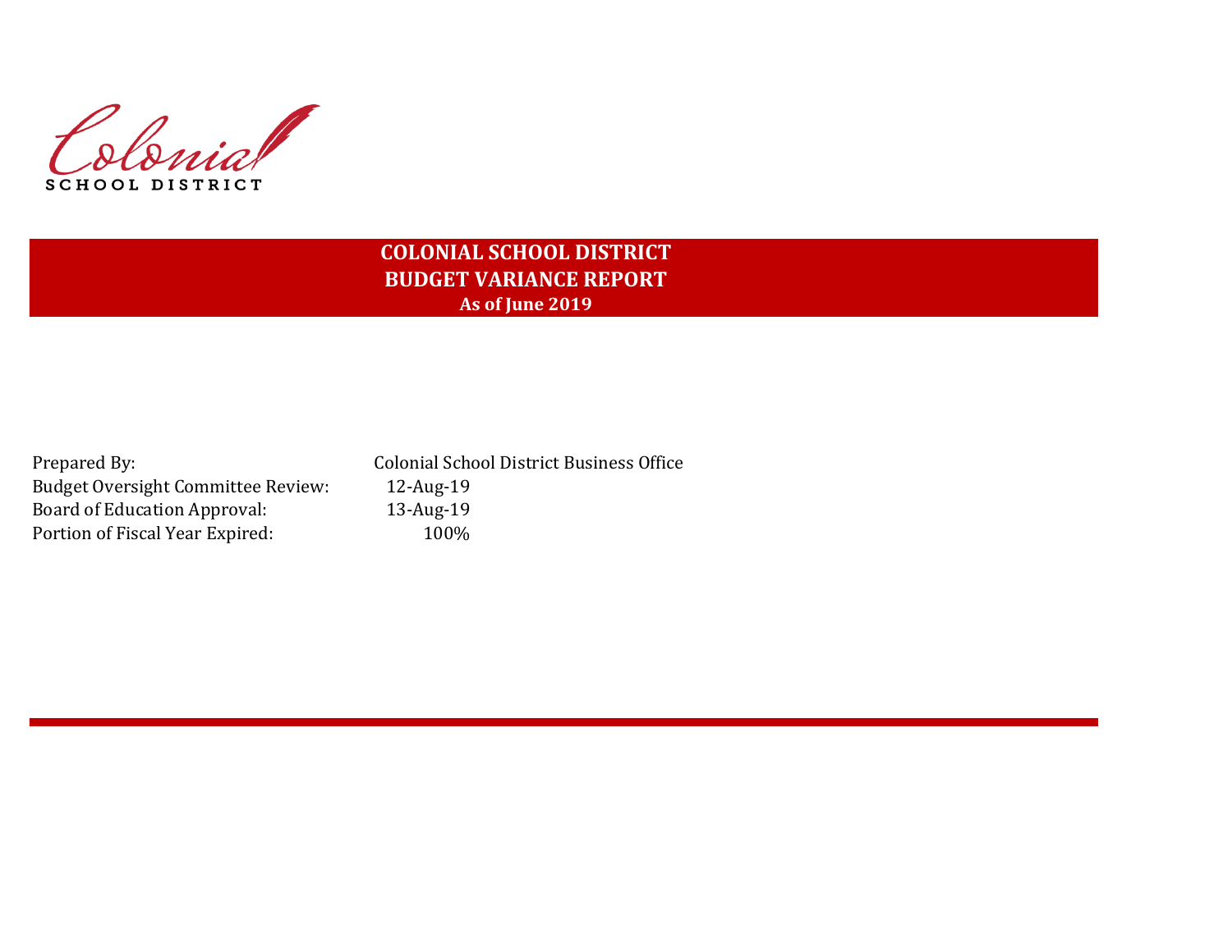# COLONIAL SCHOOL DISTRICT
## BUDGET VARIANCE REPORT
### As of June 2019

| | |
|---|---|
| Prepared By: | Colonial School District Business Office |
| Budget Oversight Committee Review: | 12-Aug-19 |
| Board of Education Approval: | 13-Aug-19 |
| Portion of Fiscal Year Expired: | 100% |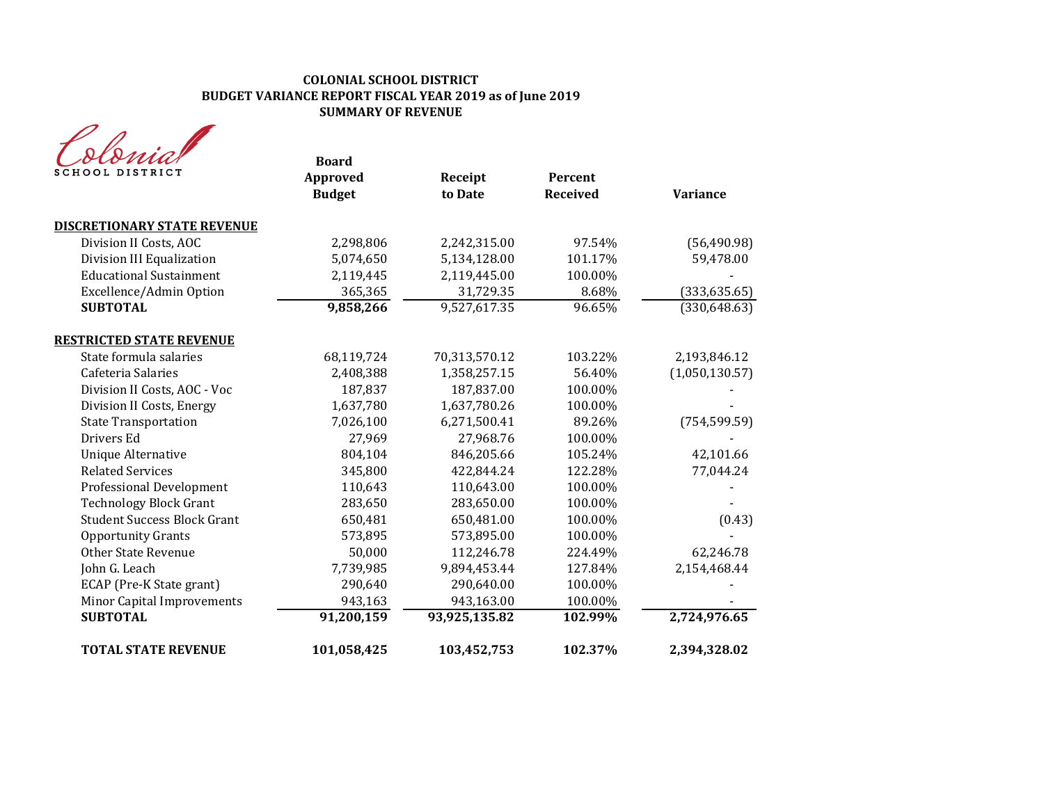# COLONIAL SCHOOL DISTRICT
## BUDGET VARIANCE REPORT FISCAL YEAR 2019 as of June 2019
## SUMMARY OF REVENUE

Colonial SCHOOL DISTRICT

| | Board Approved Budget | Receipt to Date | Percent Received | Variance |
|---|---|---|---|---|
| **DISCRETIONARY STATE REVENUE** | | | | |
| Division II Costs, AOC | 2,298,806 | 2,242,315.00 | 97.54% | (56,490.98) |
| Division III Equalization | 5,074,650 | 5,134,128.00 | 101.17% | 59,478.00 |
| Educational Sustainment | 2,119,445 | 2,119,445.00 | 100.00% | - |
| Excellence/Admin Option | 365,365 | 31,729.35 | 8.68% | (333,635.65) |
| **SUBTOTAL** | **9,858,266** | 9,527,617.35 | 96.65% | (330,648.63) |
| **RESTRICTED STATE REVENUE** | | | | |
| State formula salaries | 68,119,724 | 70,313,570.12 | 103.22% | 2,193,846.12 |
| Cafeteria Salaries | 2,408,388 | 1,358,257.15 | 56.40% | (1,050,130.57) |
| Division II Costs, AOC - Voc | 187,837 | 187,837.00 | 100.00% | - |
| Division II Costs, Energy | 1,637,780 | 1,637,780.26 | 100.00% | - |
| State Transportation | 7,026,100 | 6,271,500.41 | 89.26% | (754,599.59) |
| Drivers Ed | 27,969 | 27,968.76 | 100.00% | - |
| Unique Alternative | 804,104 | 846,205.66 | 105.24% | 42,101.66 |
| Related Services | 345,800 | 422,844.24 | 122.28% | 77,044.24 |
| Professional Development | 110,643 | 110,643.00 | 100.00% | - |
| Technology Block Grant | 283,650 | 283,650.00 | 100.00% | - |
| Student Success Block Grant | 650,481 | 650,481.00 | 100.00% | (0.43) |
| Opportunity Grants | 573,895 | 573,895.00 | 100.00% | - |
| Other State Revenue | 50,000 | 112,246.78 | 224.49% | 62,246.78 |
| John G. Leach | 7,739,985 | 9,894,453.44 | 127.84% | 2,154,468.44 |
| ECAP (Pre-K State grant) | 290,640 | 290,640.00 | 100.00% | - |
| Minor Capital Improvements | 943,163 | 943,163.00 | 100.00% | - |
| **SUBTOTAL** | **91,200,159** | **93,925,135.82** | **102.99%** | **2,724,976.65** |
| **TOTAL STATE REVENUE** | **101,058,425** | **103,452,753** | **102.37%** | **2,394,328.02** |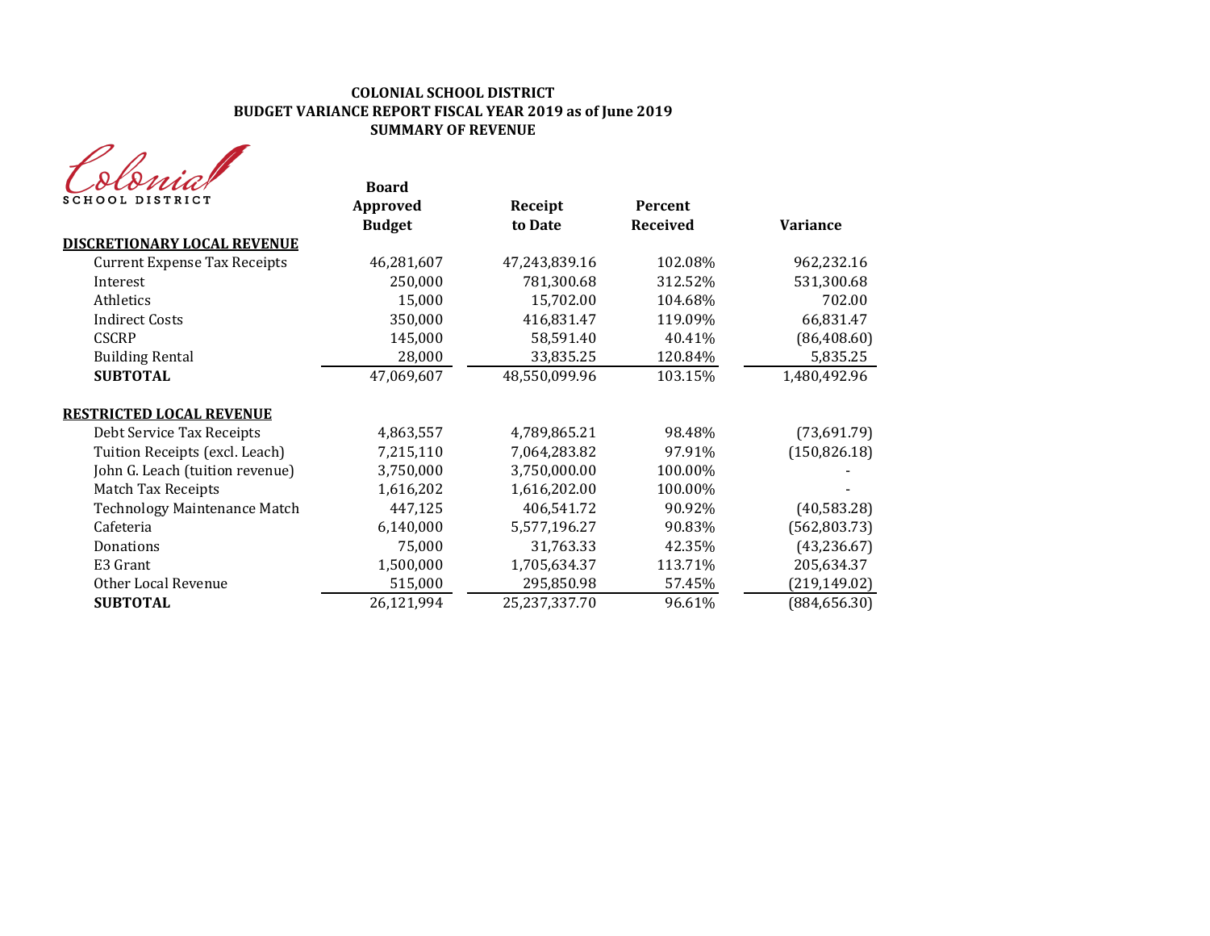**COLONIAL SCHOOL DISTRICT**
**BUDGET VARIANCE REPORT FISCAL YEAR 2019 as of June 2019**
**SUMMARY OF REVENUE**

Colonial SCHOOL DISTRICT

| | Board Approved Budget | Receipt to Date | Percent Received | Variance |
|---|---|---|---|---|
| **DISCRETIONARY LOCAL REVENUE** | | | | |
| Current Expense Tax Receipts | 46,281,607 | 47,243,839.16 | 102.08% | 962,232.16 |
| Interest | 250,000 | 781,300.68 | 312.52% | 531,300.68 |
| Athletics | 15,000 | 15,702.00 | 104.68% | 702.00 |
| Indirect Costs | 350,000 | 416,831.47 | 119.09% | 66,831.47 |
| CSCRP | 145,000 | 58,591.40 | 40.41% | (86,408.60) |
| Building Rental | 28,000 | 33,835.25 | 120.84% | 5,835.25 |
| **SUBTOTAL** | 47,069,607 | 48,550,099.96 | 103.15% | 1,480,492.96 |
| **RESTRICTED LOCAL REVENUE** | | | | |
| Debt Service Tax Receipts | 4,863,557 | 4,789,865.21 | 98.48% | (73,691.79) |
| Tuition Receipts (excl. Leach) | 7,215,110 | 7,064,283.82 | 97.91% | (150,826.18) |
| John G. Leach (tuition revenue) | 3,750,000 | 3,750,000.00 | 100.00% | - |
| Match Tax Receipts | 1,616,202 | 1,616,202.00 | 100.00% | - |
| Technology Maintenance Match | 447,125 | 406,541.72 | 90.92% | (40,583.28) |
| Cafeteria | 6,140,000 | 5,577,196.27 | 90.83% | (562,803.73) |
| Donations | 75,000 | 31,763.33 | 42.35% | (43,236.67) |
| E3 Grant | 1,500,000 | 1,705,634.37 | 113.71% | 205,634.37 |
| Other Local Revenue | 515,000 | 295,850.98 | 57.45% | (219,149.02) |
| **SUBTOTAL** | 26,121,994 | 25,237,337.70 | 96.61% | (884,656.30) |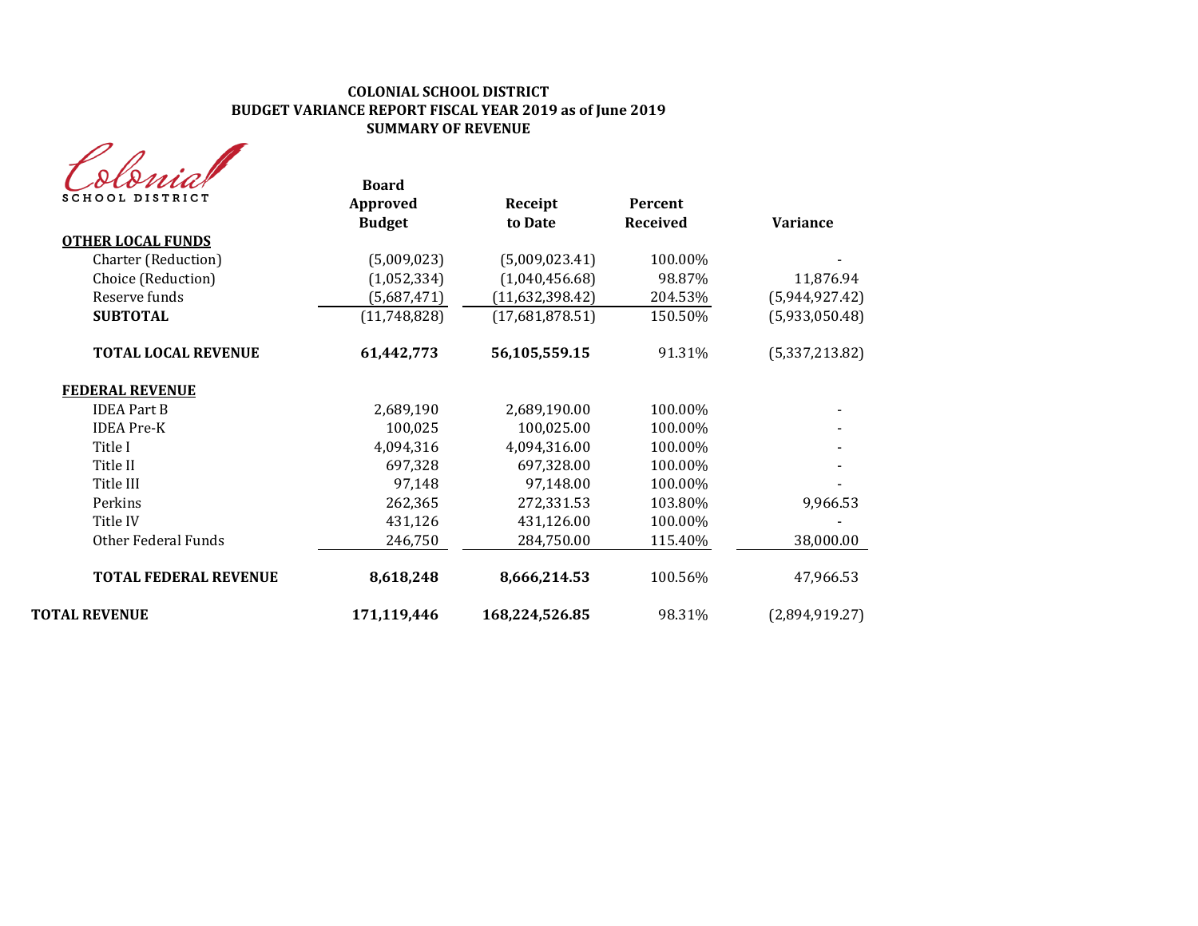**COLONIAL SCHOOL DISTRICT**
**BUDGET VARIANCE REPORT FISCAL YEAR 2019 as of June 2019**
**SUMMARY OF REVENUE**

Colonial SCHOOL DISTRICT

| | Board Approved Budget | Receipt to Date | Percent Received | Variance |
|---|---|---|---|---|
| **OTHER LOCAL FUNDS** | | | | |
| Charter (Reduction) | (5,009,023) | (5,009,023.41) | 100.00% | - |
| Choice (Reduction) | (1,052,334) | (1,040,456.68) | 98.87% | 11,876.94 |
| Reserve funds | (5,687,471) | (11,632,398.42) | 204.53% | (5,944,927.42) |
| **SUBTOTAL** | (11,748,828) | (17,681,878.51) | 150.50% | (5,933,050.48) |
| **TOTAL LOCAL REVENUE** | **61,442,773** | **56,105,559.15** | 91.31% | (5,337,213.82) |
| **FEDERAL REVENUE** | | | | |
| IDEA Part B | 2,689,190 | 2,689,190.00 | 100.00% | - |
| IDEA Pre-K | 100,025 | 100,025.00 | 100.00% | - |
| Title I | 4,094,316 | 4,094,316.00 | 100.00% | - |
| Title II | 697,328 | 697,328.00 | 100.00% | - |
| Title III | 97,148 | 97,148.00 | 100.00% | - |
| Perkins | 262,365 | 272,331.53 | 103.80% | 9,966.53 |
| Title IV | 431,126 | 431,126.00 | 100.00% | - |
| Other Federal Funds | 246,750 | 284,750.00 | 115.40% | 38,000.00 |
| **TOTAL FEDERAL REVENUE** | **8,618,248** | **8,666,214.53** | 100.56% | 47,966.53 |
| **TOTAL REVENUE** | **171,119,446** | **168,224,526.85** | 98.31% | (2,894,919.27) |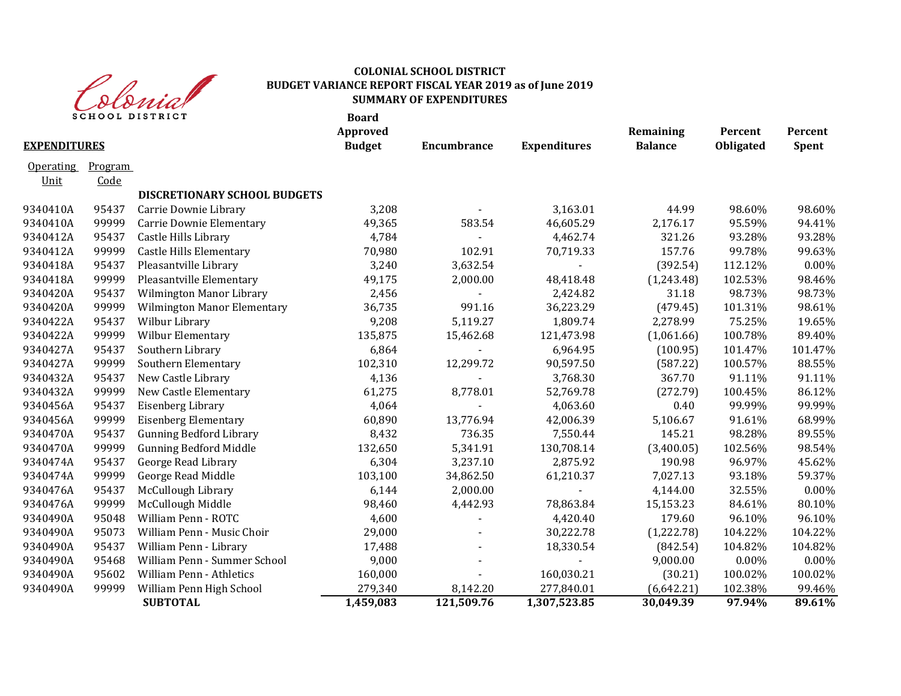# COLONIAL SCHOOL DISTRICT
## BUDGET VARIANCE REPORT FISCAL YEAR 2019 as of June 2019
## SUMMARY OF EXPENDITURES

| **EXPENDITURES** | | | **Board Approved Budget** | **Encumbrance** | **Expenditures** | **Remaining Balance** | **Percent Obligated** | **Percent Spent** |
|---|---|---|---|---|---|---|---|---|
| Operating Unit | Program Code | | | | | | | |
| | | **DISCRETIONARY SCHOOL BUDGETS** | | | | | | |
| 9340410A | 95437 | Carrie Downie Library | 3,208 | - | 3,163.01 | 44.99 | 98.60% | 98.60% |
| 9340410A | 99999 | Carrie Downie Elementary | 49,365 | 583.54 | 46,605.29 | 2,176.17 | 95.59% | 94.41% |
| 9340412A | 95437 | Castle Hills Library | 4,784 | - | 4,462.74 | 321.26 | 93.28% | 93.28% |
| 9340412A | 99999 | Castle Hills Elementary | 70,980 | 102.91 | 70,719.33 | 157.76 | 99.78% | 99.63% |
| 9340418A | 95437 | Pleasantville Library | 3,240 | 3,632.54 | - | (392.54) | 112.12% | 0.00% |
| 9340418A | 99999 | Pleasantville Elementary | 49,175 | 2,000.00 | 48,418.48 | (1,243.48) | 102.53% | 98.46% |
| 9340420A | 95437 | Wilmington Manor Library | 2,456 | - | 2,424.82 | 31.18 | 98.73% | 98.73% |
| 9340420A | 99999 | Wilmington Manor Elementary | 36,735 | 991.16 | 36,223.29 | (479.45) | 101.31% | 98.61% |
| 9340422A | 95437 | Wilbur Library | 9,208 | 5,119.27 | 1,809.74 | 2,278.99 | 75.25% | 19.65% |
| 9340422A | 99999 | Wilbur Elementary | 135,875 | 15,462.68 | 121,473.98 | (1,061.66) | 100.78% | 89.40% |
| 9340427A | 95437 | Southern Library | 6,864 | - | 6,964.95 | (100.95) | 101.47% | 101.47% |
| 9340427A | 99999 | Southern Elementary | 102,310 | 12,299.72 | 90,597.50 | (587.22) | 100.57% | 88.55% |
| 9340432A | 95437 | New Castle Library | 4,136 | - | 3,768.30 | 367.70 | 91.11% | 91.11% |
| 9340432A | 99999 | New Castle Elementary | 61,275 | 8,778.01 | 52,769.78 | (272.79) | 100.45% | 86.12% |
| 9340456A | 95437 | Eisenberg Library | 4,064 | - | 4,063.60 | 0.40 | 99.99% | 99.99% |
| 9340456A | 99999 | Eisenberg Elementary | 60,890 | 13,776.94 | 42,006.39 | 5,106.67 | 91.61% | 68.99% |
| 9340470A | 95437 | Gunning Bedford Library | 8,432 | 736.35 | 7,550.44 | 145.21 | 98.28% | 89.55% |
| 9340470A | 99999 | Gunning Bedford Middle | 132,650 | 5,341.91 | 130,708.14 | (3,400.05) | 102.56% | 98.54% |
| 9340474A | 95437 | George Read Library | 6,304 | 3,237.10 | 2,875.92 | 190.98 | 96.97% | 45.62% |
| 9340474A | 99999 | George Read Middle | 103,100 | 34,862.50 | 61,210.37 | 7,027.13 | 93.18% | 59.37% |
| 9340476A | 95437 | McCullough Library | 6,144 | 2,000.00 | - | 4,144.00 | 32.55% | 0.00% |
| 9340476A | 99999 | McCullough Middle | 98,460 | 4,442.93 | 78,863.84 | 15,153.23 | 84.61% | 80.10% |
| 9340490A | 95048 | William Penn - ROTC | 4,600 | - | 4,420.40 | 179.60 | 96.10% | 96.10% |
| 9340490A | 95073 | William Penn - Music Choir | 29,000 | - | 30,222.78 | (1,222.78) | 104.22% | 104.22% |
| 9340490A | 95437 | William Penn - Library | 17,488 | - | 18,330.54 | (842.54) | 104.82% | 104.82% |
| 9340490A | 95468 | William Penn - Summer School | 9,000 | - | - | 9,000.00 | 0.00% | 0.00% |
| 9340490A | 95602 | William Penn - Athletics | 160,000 | - | 160,030.21 | (30.21) | 100.02% | 100.02% |
| 9340490A | 99999 | William Penn High School | 279,340 | 8,142.20 | 277,840.01 | (6,642.21) | 102.38% | 99.46% |
| | | **SUBTOTAL** | **1,459,083** | **121,509.76** | **1,307,523.85** | **30,049.39** | **97.94%** | **89.61%** |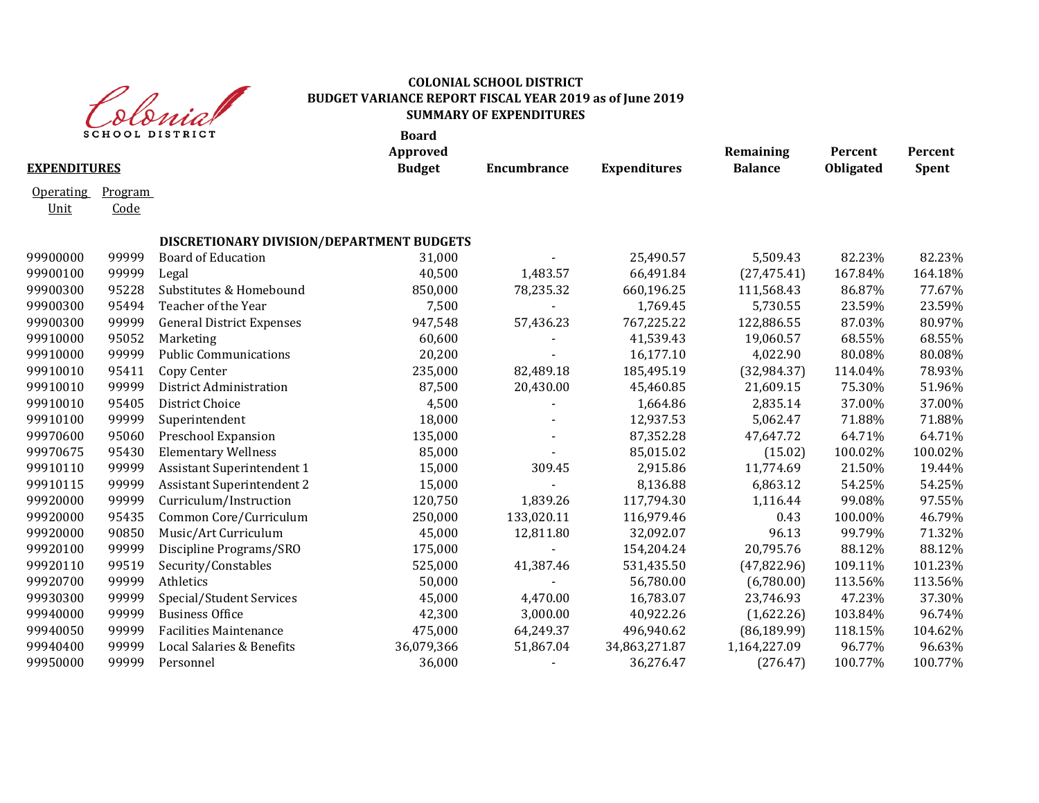# COLONIAL SCHOOL DISTRICT
## BUDGET VARIANCE REPORT FISCAL YEAR 2019 as of June 2019
## SUMMARY OF EXPENDITURES

| EXPENDITURES | | | Board Approved Budget | Encumbrance | Expenditures | Remaining Balance | Percent Obligated | Percent Spent |
|---|---|---|---|---|---|---|---|---|
| Operating Unit | Program Code | | | | | | | |
| | | **DISCRETIONARY DIVISION/DEPARTMENT BUDGETS** | | | | | | |
| 99900000 | 99999 | Board of Education | 31,000 | - | 25,490.57 | 5,509.43 | 82.23% | 82.23% |
| 99900100 | 99999 | Legal | 40,500 | 1,483.57 | 66,491.84 | (27,475.41) | 167.84% | 164.18% |
| 99900300 | 95228 | Substitutes & Homebound | 850,000 | 78,235.32 | 660,196.25 | 111,568.43 | 86.87% | 77.67% |
| 99900300 | 95494 | Teacher of the Year | 7,500 | - | 1,769.45 | 5,730.55 | 23.59% | 23.59% |
| 99900300 | 99999 | General District Expenses | 947,548 | 57,436.23 | 767,225.22 | 122,886.55 | 87.03% | 80.97% |
| 99910000 | 95052 | Marketing | 60,600 | - | 41,539.43 | 19,060.57 | 68.55% | 68.55% |
| 99910000 | 99999 | Public Communications | 20,200 | - | 16,177.10 | 4,022.90 | 80.08% | 80.08% |
| 99910010 | 95411 | Copy Center | 235,000 | 82,489.18 | 185,495.19 | (32,984.37) | 114.04% | 78.93% |
| 99910010 | 99999 | District Administration | 87,500 | 20,430.00 | 45,460.85 | 21,609.15 | 75.30% | 51.96% |
| 99910010 | 95405 | District Choice | 4,500 | - | 1,664.86 | 2,835.14 | 37.00% | 37.00% |
| 99910100 | 99999 | Superintendent | 18,000 | - | 12,937.53 | 5,062.47 | 71.88% | 71.88% |
| 99970600 | 95060 | Preschool Expansion | 135,000 | - | 87,352.28 | 47,647.72 | 64.71% | 64.71% |
| 99970675 | 95430 | Elementary Wellness | 85,000 | - | 85,015.02 | (15.02) | 100.02% | 100.02% |
| 99910110 | 99999 | Assistant Superintendent 1 | 15,000 | 309.45 | 2,915.86 | 11,774.69 | 21.50% | 19.44% |
| 99910115 | 99999 | Assistant Superintendent 2 | 15,000 | - | 8,136.88 | 6,863.12 | 54.25% | 54.25% |
| 99920000 | 99999 | Curriculum/Instruction | 120,750 | 1,839.26 | 117,794.30 | 1,116.44 | 99.08% | 97.55% |
| 99920000 | 95435 | Common Core/Curriculum | 250,000 | 133,020.11 | 116,979.46 | 0.43 | 100.00% | 46.79% |
| 99920000 | 90850 | Music/Art Curriculum | 45,000 | 12,811.80 | 32,092.07 | 96.13 | 99.79% | 71.32% |
| 99920100 | 99999 | Discipline Programs/SRO | 175,000 | - | 154,204.24 | 20,795.76 | 88.12% | 88.12% |
| 99920110 | 99519 | Security/Constables | 525,000 | 41,387.46 | 531,435.50 | (47,822.96) | 109.11% | 101.23% |
| 99920700 | 99999 | Athletics | 50,000 | - | 56,780.00 | (6,780.00) | 113.56% | 113.56% |
| 99930300 | 99999 | Special/Student Services | 45,000 | 4,470.00 | 16,783.07 | 23,746.93 | 47.23% | 37.30% |
| 99940000 | 99999 | Business Office | 42,300 | 3,000.00 | 40,922.26 | (1,622.26) | 103.84% | 96.74% |
| 99940050 | 99999 | Facilities Maintenance | 475,000 | 64,249.37 | 496,940.62 | (86,189.99) | 118.15% | 104.62% |
| 99940400 | 99999 | Local Salaries & Benefits | 36,079,366 | 51,867.04 | 34,863,271.87 | 1,164,227.09 | 96.77% | 96.63% |
| 99950000 | 99999 | Personnel | 36,000 | - | 36,276.47 | (276.47) | 100.77% | 100.77% |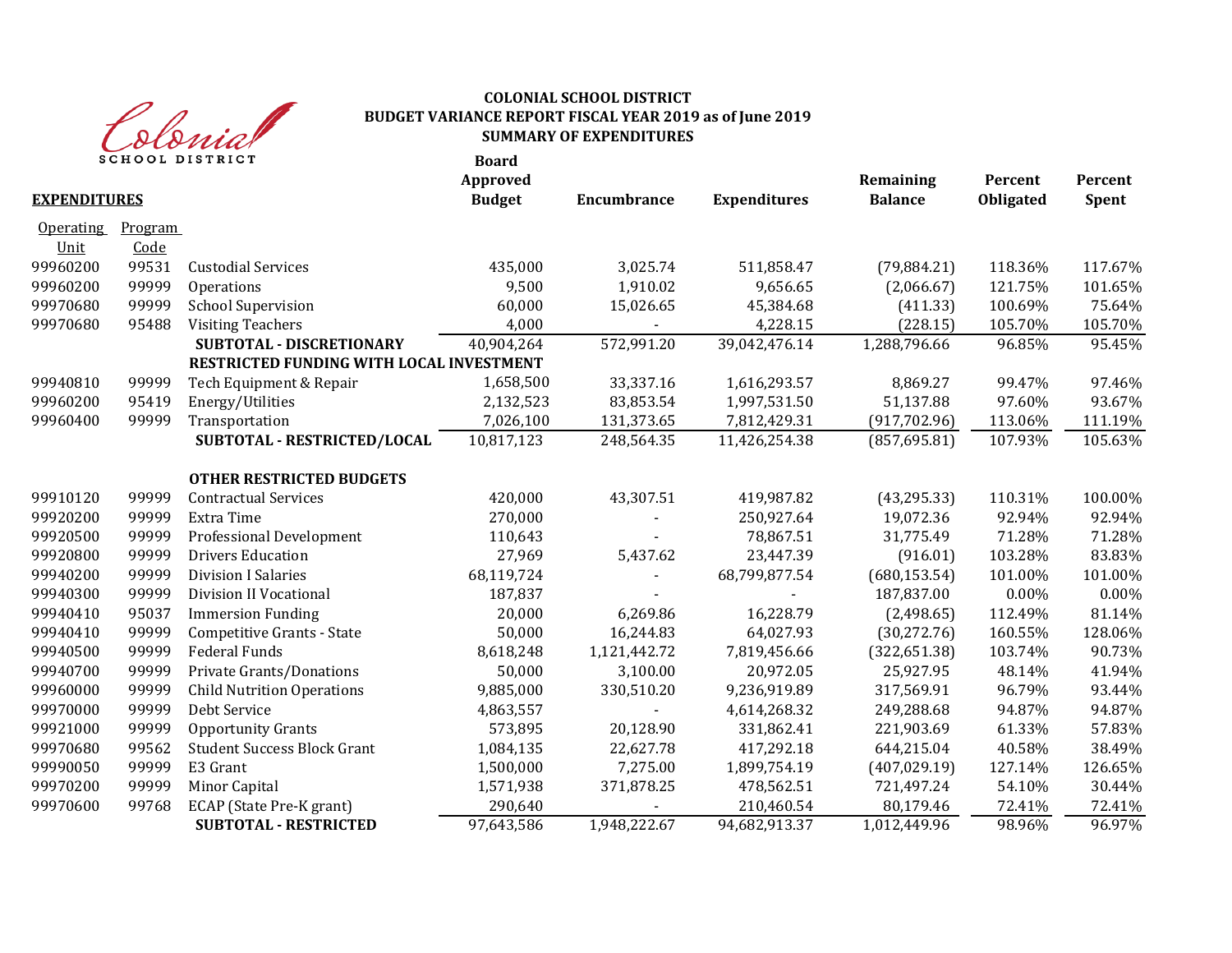**COLONIAL SCHOOL DISTRICT**
**BUDGET VARIANCE REPORT FISCAL YEAR 2019 as of June 2019**
**SUMMARY OF EXPENDITURES**

| **EXPENDITURES** | | | **Board Approved Budget** | **Encumbrance** | **Expenditures** | **Remaining Balance** | **Percent Obligated** | **Percent Spent** |
|---|---|---|---|---|---|---|---|---|
| Operating Unit | Program Code | | | | | | | |
| 99960200 | 99531 | Custodial Services | 435,000 | 3,025.74 | 511,858.47 | (79,884.21) | 118.36% | 117.67% |
| 99960200 | 99999 | Operations | 9,500 | 1,910.02 | 9,656.65 | (2,066.67) | 121.75% | 101.65% |
| 99970680 | 99999 | School Supervision | 60,000 | 15,026.65 | 45,384.68 | (411.33) | 100.69% | 75.64% |
| 99970680 | 95488 | Visiting Teachers | 4,000 | - | 4,228.15 | (228.15) | 105.70% | 105.70% |
| | | **SUBTOTAL - DISCRETIONARY** | 40,904,264 | 572,991.20 | 39,042,476.14 | 1,288,796.66 | 96.85% | 95.45% |
| | | **RESTRICTED FUNDING WITH LOCAL INVESTMENT** | | | | | | |
| 99940810 | 99999 | Tech Equipment & Repair | 1,658,500 | 33,337.16 | 1,616,293.57 | 8,869.27 | 99.47% | 97.46% |
| 99960200 | 95419 | Energy/Utilities | 2,132,523 | 83,853.54 | 1,997,531.50 | 51,137.88 | 97.60% | 93.67% |
| 99960400 | 99999 | Transportation | 7,026,100 | 131,373.65 | 7,812,429.31 | (917,702.96) | 113.06% | 111.19% |
| | | **SUBTOTAL - RESTRICTED/LOCAL** | 10,817,123 | 248,564.35 | 11,426,254.38 | (857,695.81) | 107.93% | 105.63% |
| | | **OTHER RESTRICTED BUDGETS** | | | | | | |
| 99910120 | 99999 | Contractual Services | 420,000 | 43,307.51 | 419,987.82 | (43,295.33) | 110.31% | 100.00% |
| 99920200 | 99999 | Extra Time | 270,000 | - | 250,927.64 | 19,072.36 | 92.94% | 92.94% |
| 99920500 | 99999 | Professional Development | 110,643 | - | 78,867.51 | 31,775.49 | 71.28% | 71.28% |
| 99920800 | 99999 | Drivers Education | 27,969 | 5,437.62 | 23,447.39 | (916.01) | 103.28% | 83.83% |
| 99940200 | 99999 | Division I Salaries | 68,119,724 | - | 68,799,877.54 | (680,153.54) | 101.00% | 101.00% |
| 99940300 | 99999 | Division II Vocational | 187,837 | - | - | 187,837.00 | 0.00% | 0.00% |
| 99940410 | 95037 | Immersion Funding | 20,000 | 6,269.86 | 16,228.79 | (2,498.65) | 112.49% | 81.14% |
| 99940410 | 99999 | Competitive Grants - State | 50,000 | 16,244.83 | 64,027.93 | (30,272.76) | 160.55% | 128.06% |
| 99940500 | 99999 | Federal Funds | 8,618,248 | 1,121,442.72 | 7,819,456.66 | (322,651.38) | 103.74% | 90.73% |
| 99940700 | 99999 | Private Grants/Donations | 50,000 | 3,100.00 | 20,972.05 | 25,927.95 | 48.14% | 41.94% |
| 99960000 | 99999 | Child Nutrition Operations | 9,885,000 | 330,510.20 | 9,236,919.89 | 317,569.91 | 96.79% | 93.44% |
| 99970000 | 99999 | Debt Service | 4,863,557 | - | 4,614,268.32 | 249,288.68 | 94.87% | 94.87% |
| 99921000 | 99999 | Opportunity Grants | 573,895 | 20,128.90 | 331,862.41 | 221,903.69 | 61.33% | 57.83% |
| 99970680 | 99562 | Student Success Block Grant | 1,084,135 | 22,627.78 | 417,292.18 | 644,215.04 | 40.58% | 38.49% |
| 99990050 | 99999 | E3 Grant | 1,500,000 | 7,275.00 | 1,899,754.19 | (407,029.19) | 127.14% | 126.65% |
| 99970200 | 99999 | Minor Capital | 1,571,938 | 371,878.25 | 478,562.51 | 721,497.24 | 54.10% | 30.44% |
| 99970600 | 99768 | ECAP (State Pre-K grant) | 290,640 | - | 210,460.54 | 80,179.46 | 72.41% | 72.41% |
| | | **SUBTOTAL - RESTRICTED** | 97,643,586 | 1,948,222.67 | 94,682,913.37 | 1,012,449.96 | 98.96% | 96.97% |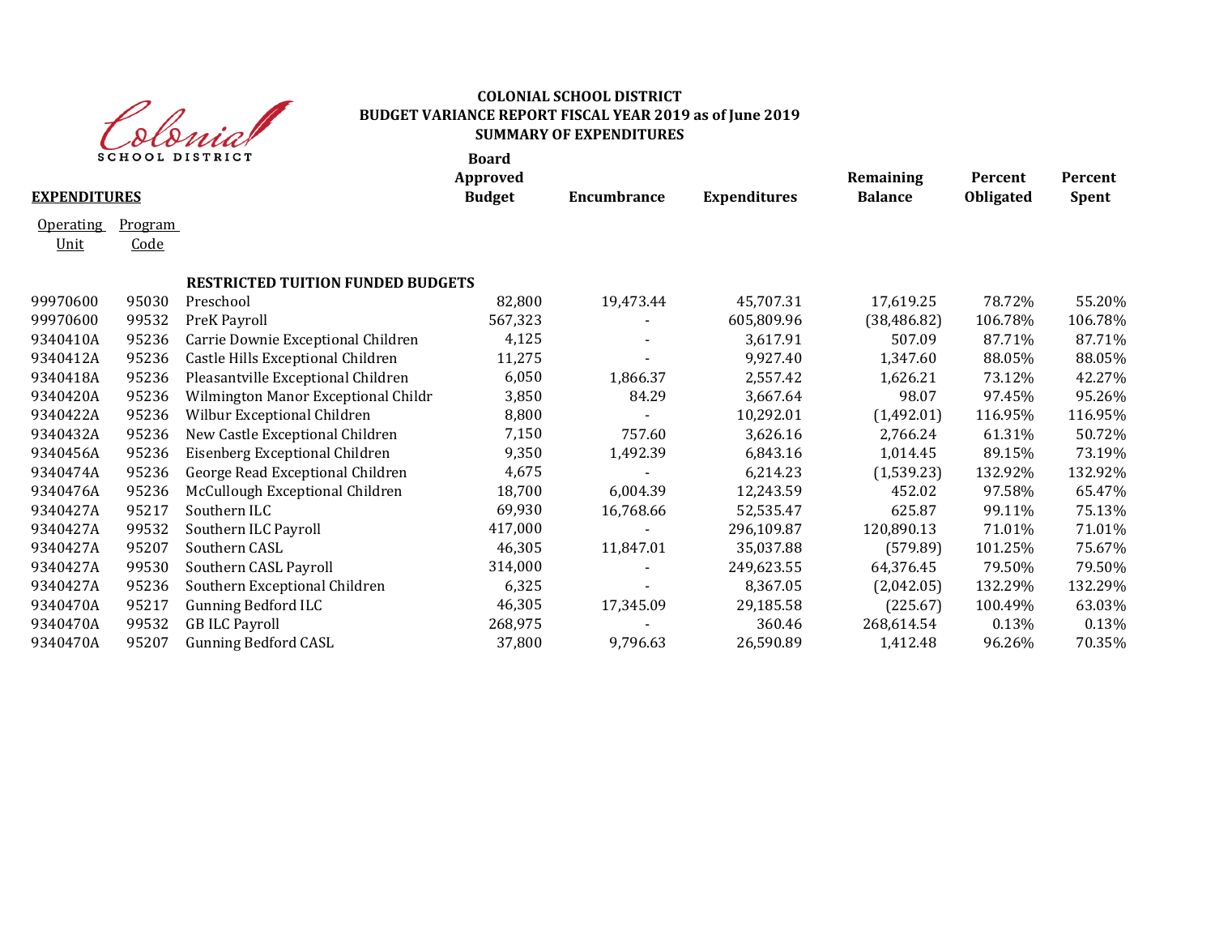**COLONIAL SCHOOL DISTRICT**
**BUDGET VARIANCE REPORT FISCAL YEAR 2019 as of June 2019**
**SUMMARY OF EXPENDITURES**

| **EXPENDITURES** | | | **Board Approved Budget** | **Encumbrance** | **Expenditures** | **Remaining Balance** | **Percent Obligated** | **Percent Spent** |
|---|---|---|---|---|---|---|---|---|
| Operating Unit | Program Code | | | | | | | |
| | | **RESTRICTED TUITION FUNDED BUDGETS** | | | | | | |
| 99970600 | 95030 | Preschool | 82,800 | 19,473.44 | 45,707.31 | 17,619.25 | 78.72% | 55.20% |
| 99970600 | 99532 | PreK Payroll | 567,323 | - | 605,809.96 | (38,486.82) | 106.78% | 106.78% |
| 9340410A | 95236 | Carrie Downie Exceptional Children | 4,125 | - | 3,617.91 | 507.09 | 87.71% | 87.71% |
| 9340412A | 95236 | Castle Hills Exceptional Children | 11,275 | - | 9,927.40 | 1,347.60 | 88.05% | 88.05% |
| 9340418A | 95236 | Pleasantville Exceptional Children | 6,050 | 1,866.37 | 2,557.42 | 1,626.21 | 73.12% | 42.27% |
| 9340420A | 95236 | Wilmington Manor Exceptional Childr | 3,850 | 84.29 | 3,667.64 | 98.07 | 97.45% | 95.26% |
| 9340422A | 95236 | Wilbur Exceptional Children | 8,800 | - | 10,292.01 | (1,492.01) | 116.95% | 116.95% |
| 9340432A | 95236 | New Castle Exceptional Children | 7,150 | 757.60 | 3,626.16 | 2,766.24 | 61.31% | 50.72% |
| 9340456A | 95236 | Eisenberg Exceptional Children | 9,350 | 1,492.39 | 6,843.16 | 1,014.45 | 89.15% | 73.19% |
| 9340474A | 95236 | George Read Exceptional Children | 4,675 | - | 6,214.23 | (1,539.23) | 132.92% | 132.92% |
| 9340476A | 95236 | McCullough Exceptional Children | 18,700 | 6,004.39 | 12,243.59 | 452.02 | 97.58% | 65.47% |
| 9340427A | 95217 | Southern ILC | 69,930 | 16,768.66 | 52,535.47 | 625.87 | 99.11% | 75.13% |
| 9340427A | 99532 | Southern ILC Payroll | 417,000 | - | 296,109.87 | 120,890.13 | 71.01% | 71.01% |
| 9340427A | 95207 | Southern CASL | 46,305 | 11,847.01 | 35,037.88 | (579.89) | 101.25% | 75.67% |
| 9340427A | 99530 | Southern CASL Payroll | 314,000 | - | 249,623.55 | 64,376.45 | 79.50% | 79.50% |
| 9340427A | 95236 | Southern Exceptional Children | 6,325 | - | 8,367.05 | (2,042.05) | 132.29% | 132.29% |
| 9340470A | 95217 | Gunning Bedford ILC | 46,305 | 17,345.09 | 29,185.58 | (225.67) | 100.49% | 63.03% |
| 9340470A | 99532 | GB ILC Payroll | 268,975 | - | 360.46 | 268,614.54 | 0.13% | 0.13% |
| 9340470A | 95207 | Gunning Bedford CASL | 37,800 | 9,796.63 | 26,590.89 | 1,412.48 | 96.26% | 70.35% |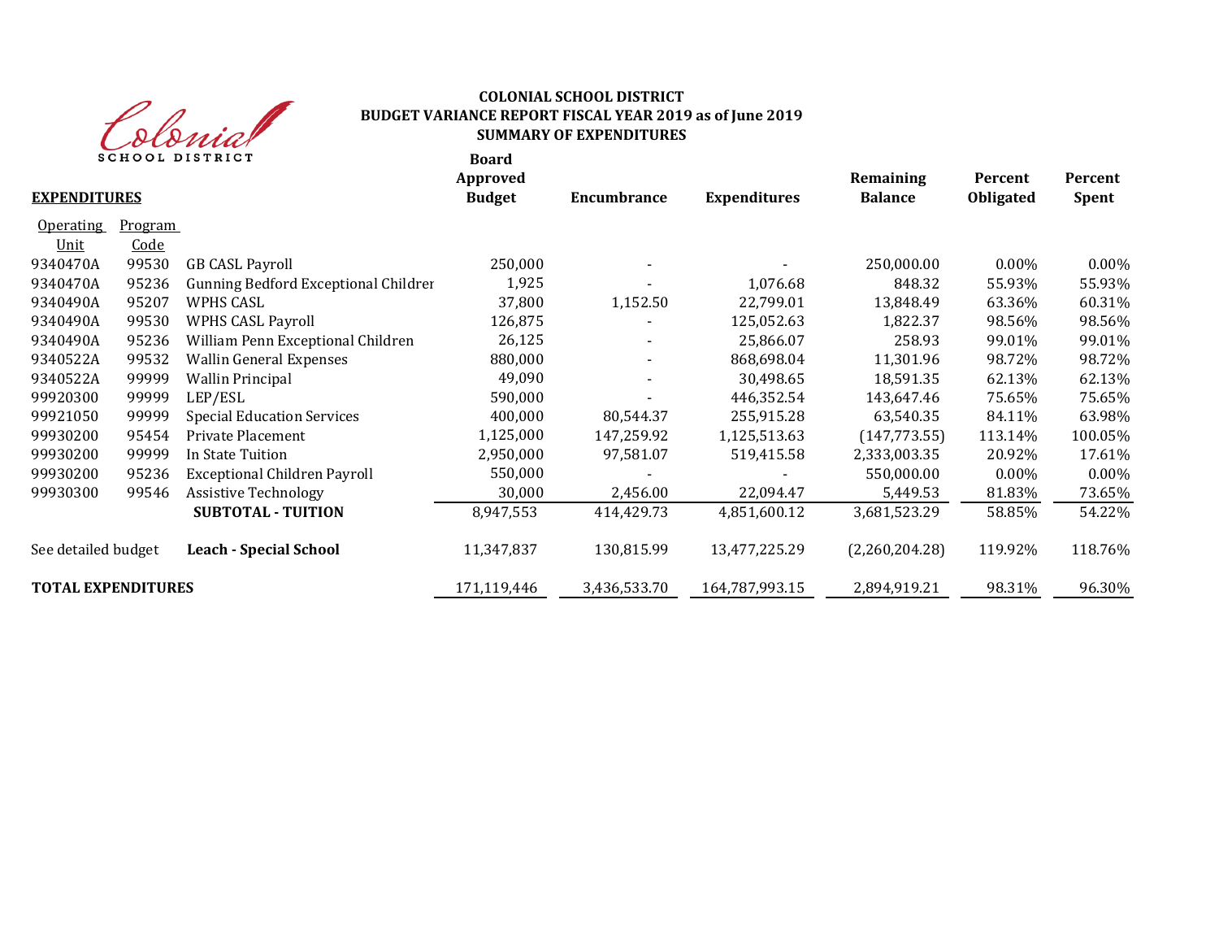**COLONIAL SCHOOL DISTRICT**
**BUDGET VARIANCE REPORT FISCAL YEAR 2019 as of June 2019**
**SUMMARY OF EXPENDITURES**

| **EXPENDITURES** | | | **Board Approved Budget** | **Encumbrance** | **Expenditures** | **Remaining Balance** | **Percent Obligated** | **Percent Spent** |
|---|---|---|---|---|---|---|---|---|
| Operating Unit | Program Code | | | | | | | |
| 9340470A | 99530 | GB CASL Payroll | 250,000 | - | - | 250,000.00 | 0.00% | 0.00% |
| 9340470A | 95236 | Gunning Bedford Exceptional Children | 1,925 | - | 1,076.68 | 848.32 | 55.93% | 55.93% |
| 9340490A | 95207 | WPHS CASL | 37,800 | 1,152.50 | 22,799.01 | 13,848.49 | 63.36% | 60.31% |
| 9340490A | 99530 | WPHS CASL Payroll | 126,875 | - | 125,052.63 | 1,822.37 | 98.56% | 98.56% |
| 9340490A | 95236 | William Penn Exceptional Children | 26,125 | - | 25,866.07 | 258.93 | 99.01% | 99.01% |
| 9340522A | 99532 | Wallin General Expenses | 880,000 | - | 868,698.04 | 11,301.96 | 98.72% | 98.72% |
| 9340522A | 99999 | Wallin Principal | 49,090 | - | 30,498.65 | 18,591.35 | 62.13% | 62.13% |
| 99920300 | 99999 | LEP/ESL | 590,000 | - | 446,352.54 | 143,647.46 | 75.65% | 75.65% |
| 99921050 | 99999 | Special Education Services | 400,000 | 80,544.37 | 255,915.28 | 63,540.35 | 84.11% | 63.98% |
| 99930200 | 95454 | Private Placement | 1,125,000 | 147,259.92 | 1,125,513.63 | (147,773.55) | 113.14% | 100.05% |
| 99930200 | 99999 | In State Tuition | 2,950,000 | 97,581.07 | 519,415.58 | 2,333,003.35 | 20.92% | 17.61% |
| 99930200 | 95236 | Exceptional Children Payroll | 550,000 | - | - | 550,000.00 | 0.00% | 0.00% |
| 99930300 | 99546 | Assistive Technology | 30,000 | 2,456.00 | 22,094.47 | 5,449.53 | 81.83% | 73.65% |
| | | **SUBTOTAL - TUITION** | 8,947,553 | 414,429.73 | 4,851,600.12 | 3,681,523.29 | 58.85% | 54.22% |
| See detailed budget | | **Leach - Special School** | 11,347,837 | 130,815.99 | 13,477,225.29 | (2,260,204.28) | 119.92% | 118.76% |
| **TOTAL EXPENDITURES** | | | 171,119,446 | 3,436,533.70 | 164,787,993.15 | 2,894,919.21 | 98.31% | 96.30% |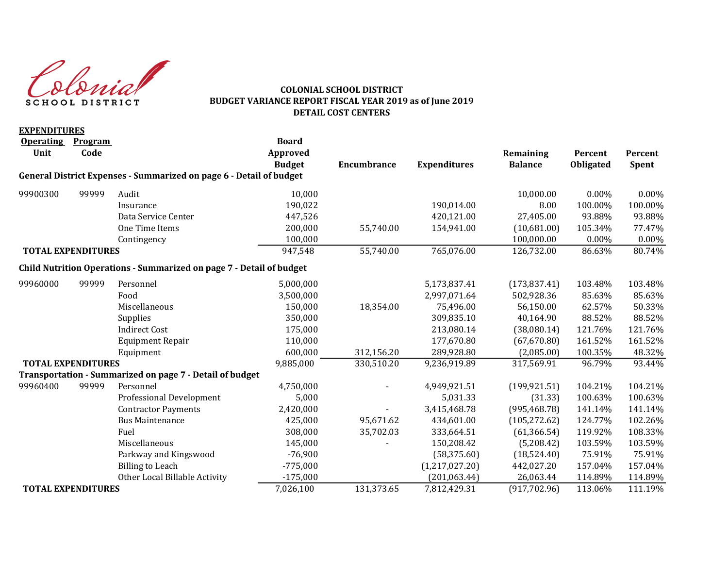**COLONIAL SCHOOL DISTRICT**
**BUDGET VARIANCE REPORT FISCAL YEAR 2019 as of June 2019**
**DETAIL COST CENTERS**

**EXPENDITURES**

| Operating Unit | Program Code | | Board Approved Budget | Encumbrance | Expenditures | Remaining Balance | Percent Obligated | Percent Spent |
|---|---|---|---|---|---|---|---|---|
| **General District Expenses - Summarized on page 6 - Detail of budget** | | | | | | | | |
| 99900300 | 99999 | Audit | 10,000 | | | 10,000.00 | 0.00% | 0.00% |
| | | Insurance | 190,022 | | 190,014.00 | 8.00 | 100.00% | 100.00% |
| | | Data Service Center | 447,526 | | 420,121.00 | 27,405.00 | 93.88% | 93.88% |
| | | One Time Items | 200,000 | 55,740.00 | 154,941.00 | (10,681.00) | 105.34% | 77.47% |
| | | Contingency | 100,000 | | | 100,000.00 | 0.00% | 0.00% |
| **TOTAL EXPENDITURES** | | | 947,548 | 55,740.00 | 765,076.00 | 126,732.00 | 86.63% | 80.74% |
| **Child Nutrition Operations - Summarized on page 7 - Detail of budget** | | | | | | | | |
| 99960000 | 99999 | Personnel | 5,000,000 | | 5,173,837.41 | (173,837.41) | 103.48% | 103.48% |
| | | Food | 3,500,000 | | 2,997,071.64 | 502,928.36 | 85.63% | 85.63% |
| | | Miscellaneous | 150,000 | 18,354.00 | 75,496.00 | 56,150.00 | 62.57% | 50.33% |
| | | Supplies | 350,000 | | 309,835.10 | 40,164.90 | 88.52% | 88.52% |
| | | Indirect Cost | 175,000 | | 213,080.14 | (38,080.14) | 121.76% | 121.76% |
| | | Equipment Repair | 110,000 | | 177,670.80 | (67,670.80) | 161.52% | 161.52% |
| | | Equipment | 600,000 | 312,156.20 | 289,928.80 | (2,085.00) | 100.35% | 48.32% |
| **TOTAL EXPENDITURES** | | | 9,885,000 | 330,510.20 | 9,236,919.89 | 317,569.91 | 96.79% | 93.44% |
| **Transportation - Summarized on page 7 - Detail of budget** | | | | | | | | |
| 99960400 | 99999 | Personnel | 4,750,000 | - | 4,949,921.51 | (199,921.51) | 104.21% | 104.21% |
| | | Professional Development | 5,000 | | 5,031.33 | (31.33) | 100.63% | 100.63% |
| | | Contractor Payments | 2,420,000 | - | 3,415,468.78 | (995,468.78) | 141.14% | 141.14% |
| | | Bus Maintenance | 425,000 | 95,671.62 | 434,601.00 | (105,272.62) | 124.77% | 102.26% |
| | | Fuel | 308,000 | 35,702.03 | 333,664.51 | (61,366.54) | 119.92% | 108.33% |
| | | Miscellaneous | 145,000 | - | 150,208.42 | (5,208.42) | 103.59% | 103.59% |
| | | Parkway and Kingswood | -76,900 | | (58,375.60) | (18,524.40) | 75.91% | 75.91% |
| | | Billing to Leach | -775,000 | | (1,217,027.20) | 442,027.20 | 157.04% | 157.04% |
| | | Other Local Billable Activity | -175,000 | | (201,063.44) | 26,063.44 | 114.89% | 114.89% |
| **TOTAL EXPENDITURES** | | | 7,026,100 | 131,373.65 | 7,812,429.31 | (917,702.96) | 113.06% | 111.19% |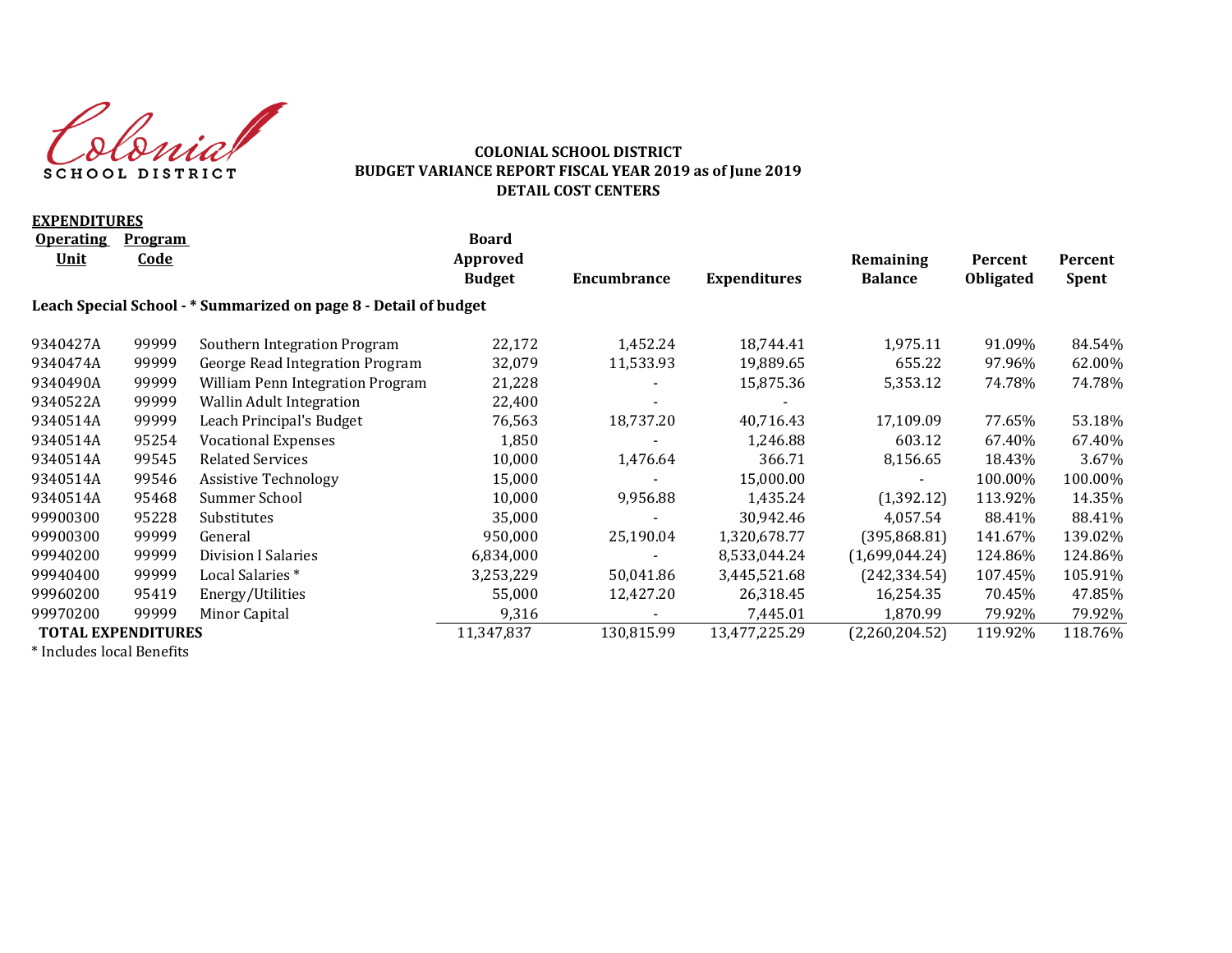**COLONIAL SCHOOL DISTRICT**
**BUDGET VARIANCE REPORT FISCAL YEAR 2019 as of June 2019**
**DETAIL COST CENTERS**

**EXPENDITURES**

| Operating Unit | Program Code | | Board Approved Budget | Encumbrance | Expenditures | Remaining Balance | Percent Obligated | Percent Spent |
|---|---|---|---|---|---|---|---|---|
| **Leach Special School - * Summarized on page 8 - Detail of budget** | | | | | | | | |
| 9340427A | 99999 | Southern Integration Program | 22,172 | 1,452.24 | 18,744.41 | 1,975.11 | 91.09% | 84.54% |
| 9340474A | 99999 | George Read Integration Program | 32,079 | 11,533.93 | 19,889.65 | 655.22 | 97.96% | 62.00% |
| 9340490A | 99999 | William Penn Integration Program | 21,228 | - | 15,875.36 | 5,353.12 | 74.78% | 74.78% |
| 9340522A | 99999 | Wallin Adult Integration | 22,400 | - | - | | | |
| 9340514A | 99999 | Leach Principal's Budget | 76,563 | 18,737.20 | 40,716.43 | 17,109.09 | 77.65% | 53.18% |
| 9340514A | 95254 | Vocational Expenses | 1,850 | - | 1,246.88 | 603.12 | 67.40% | 67.40% |
| 9340514A | 99545 | Related Services | 10,000 | 1,476.64 | 366.71 | 8,156.65 | 18.43% | 3.67% |
| 9340514A | 99546 | Assistive Technology | 15,000 | - | 15,000.00 | - | 100.00% | 100.00% |
| 9340514A | 95468 | Summer School | 10,000 | 9,956.88 | 1,435.24 | (1,392.12) | 113.92% | 14.35% |
| 99900300 | 95228 | Substitutes | 35,000 | - | 30,942.46 | 4,057.54 | 88.41% | 88.41% |
| 99900300 | 99999 | General | 950,000 | 25,190.04 | 1,320,678.77 | (395,868.81) | 141.67% | 139.02% |
| 99940200 | 99999 | Division I Salaries | 6,834,000 | - | 8,533,044.24 | (1,699,044.24) | 124.86% | 124.86% |
| 99940400 | 99999 | Local Salaries * | 3,253,229 | 50,041.86 | 3,445,521.68 | (242,334.54) | 107.45% | 105.91% |
| 99960200 | 95419 | Energy/Utilities | 55,000 | 12,427.20 | 26,318.45 | 16,254.35 | 70.45% | 47.85% |
| 99970200 | 99999 | Minor Capital | 9,316 | - | 7,445.01 | 1,870.99 | 79.92% | 79.92% |
| **TOTAL EXPENDITURES** | | | 11,347,837 | 130,815.99 | 13,477,225.29 | (2,260,204.52) | 119.92% | 118.76% |

* Includes local Benefits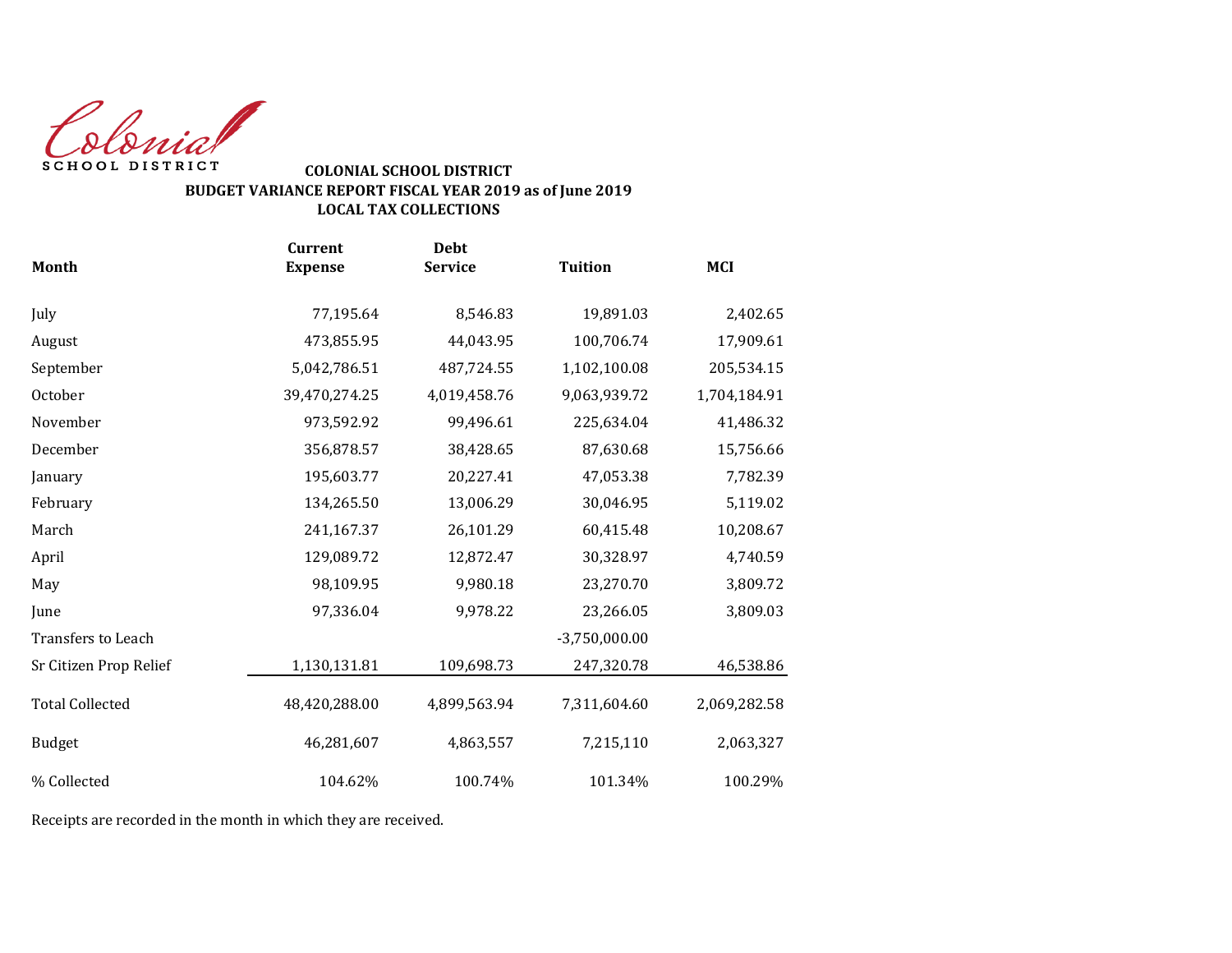Colonial SCHOOL DISTRICT

**COLONIAL SCHOOL DISTRICT**
**BUDGET VARIANCE REPORT FISCAL YEAR 2019 as of June 2019**
**LOCAL TAX COLLECTIONS**

| Month | Current Expense | Debt Service | Tuition | MCI |
|---|---|---|---|---|
| July | 77,195.64 | 8,546.83 | 19,891.03 | 2,402.65 |
| August | 473,855.95 | 44,043.95 | 100,706.74 | 17,909.61 |
| September | 5,042,786.51 | 487,724.55 | 1,102,100.08 | 205,534.15 |
| October | 39,470,274.25 | 4,019,458.76 | 9,063,939.72 | 1,704,184.91 |
| November | 973,592.92 | 99,496.61 | 225,634.04 | 41,486.32 |
| December | 356,878.57 | 38,428.65 | 87,630.68 | 15,756.66 |
| January | 195,603.77 | 20,227.41 | 47,053.38 | 7,782.39 |
| February | 134,265.50 | 13,006.29 | 30,046.95 | 5,119.02 |
| March | 241,167.37 | 26,101.29 | 60,415.48 | 10,208.67 |
| April | 129,089.72 | 12,872.47 | 30,328.97 | 4,740.59 |
| May | 98,109.95 | 9,980.18 | 23,270.70 | 3,809.72 |
| June | 97,336.04 | 9,978.22 | 23,266.05 | 3,809.03 |
| Transfers to Leach | | | -3,750,000.00 | |
| Sr Citizen Prop Relief | 1,130,131.81 | 109,698.73 | 247,320.78 | 46,538.86 |
| Total Collected | 48,420,288.00 | 4,899,563.94 | 7,311,604.60 | 2,069,282.58 |
| Budget | 46,281,607 | 4,863,557 | 7,215,110 | 2,063,327 |
| % Collected | 104.62% | 100.74% | 101.34% | 100.29% |

Receipts are recorded in the month in which they are received.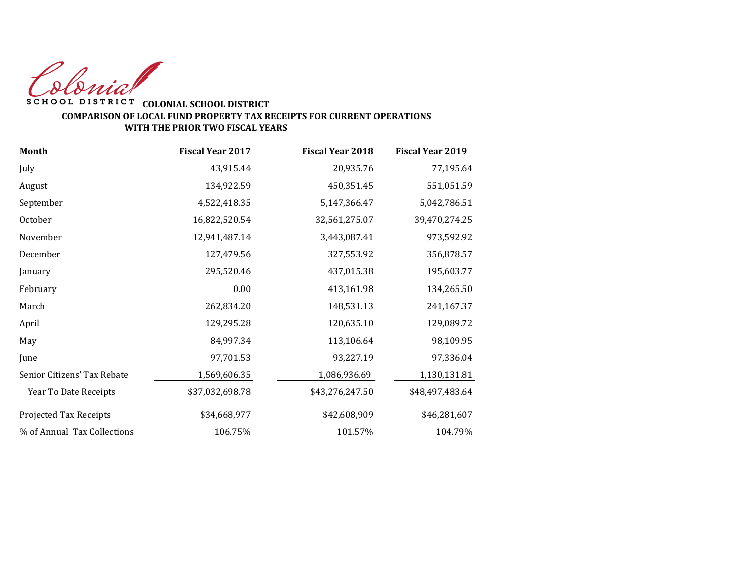Colonial SCHOOL DISTRICT

## COLONIAL SCHOOL DISTRICT

### COMPARISON OF LOCAL FUND PROPERTY TAX RECEIPTS FOR CURRENT OPERATIONS WITH THE PRIOR TWO FISCAL YEARS

| Month | Fiscal Year 2017 | Fiscal Year 2018 | Fiscal Year 2019 |
|---|---|---|---|
| July | 43,915.44 | 20,935.76 | 77,195.64 |
| August | 134,922.59 | 450,351.45 | 551,051.59 |
| September | 4,522,418.35 | 5,147,366.47 | 5,042,786.51 |
| October | 16,822,520.54 | 32,561,275.07 | 39,470,274.25 |
| November | 12,941,487.14 | 3,443,087.41 | 973,592.92 |
| December | 127,479.56 | 327,553.92 | 356,878.57 |
| January | 295,520.46 | 437,015.38 | 195,603.77 |
| February | 0.00 | 413,161.98 | 134,265.50 |
| March | 262,834.20 | 148,531.13 | 241,167.37 |
| April | 129,295.28 | 120,635.10 | 129,089.72 |
| May | 84,997.34 | 113,106.64 | 98,109.95 |
| June | 97,701.53 | 93,227.19 | 97,336.04 |
| Senior Citizens' Tax Rebate | 1,569,606.35 | 1,086,936.69 | 1,130,131.81 |
| Year To Date Receipts | $37,032,698.78 | $43,276,247.50 | $48,497,483.64 |
| Projected Tax Receipts | $34,668,977 | $42,608,909 | $46,281,607 |
| % of Annual Tax Collections | 106.75% | 101.57% | 104.79% |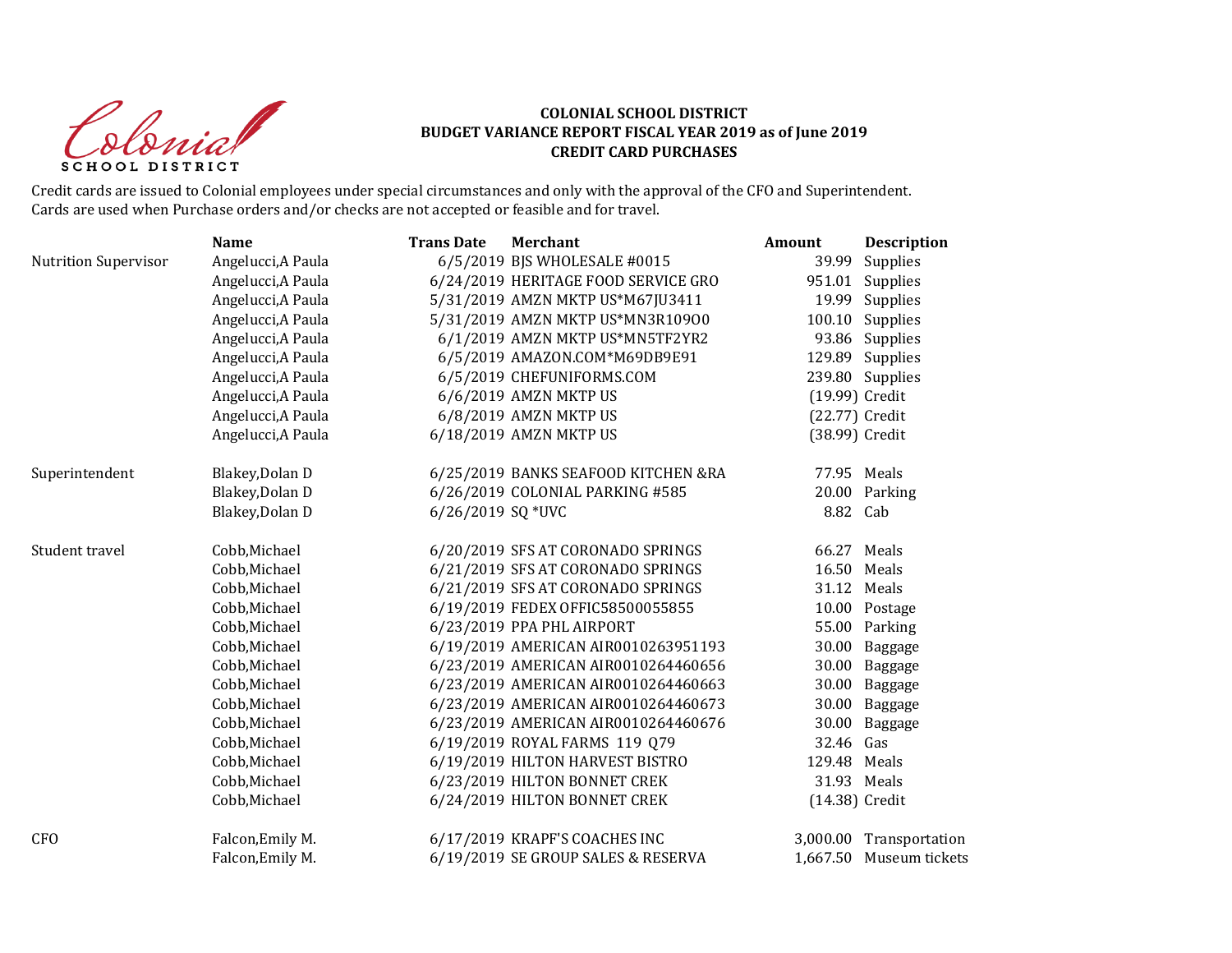**COLONIAL SCHOOL DISTRICT**
**BUDGET VARIANCE REPORT FISCAL YEAR 2019 as of June 2019**
**CREDIT CARD PURCHASES**

Credit cards are issued to Colonial employees under special circumstances and only with the approval of the CFO and Superintendent.
Cards are used when Purchase orders and/or checks are not accepted or feasible and for travel.

| | Name | Trans Date | Merchant | Amount | Description |
|---|---|---|---|---|---|
| Nutrition Supervisor | Angelucci,A Paula | 6/5/2019 | BJS WHOLESALE #0015 | 39.99 | Supplies |
| | Angelucci,A Paula | 6/24/2019 | HERITAGE FOOD SERVICE GRO | 951.01 | Supplies |
| | Angelucci,A Paula | 5/31/2019 | AMZN MKTP US*M67JU3411 | 19.99 | Supplies |
| | Angelucci,A Paula | 5/31/2019 | AMZN MKTP US*MN3R109O0 | 100.10 | Supplies |
| | Angelucci,A Paula | 6/1/2019 | AMZN MKTP US*MN5TF2YR2 | 93.86 | Supplies |
| | Angelucci,A Paula | 6/5/2019 | AMAZON.COM*M69DB9E91 | 129.89 | Supplies |
| | Angelucci,A Paula | 6/5/2019 | CHEFUNIFORMS.COM | 239.80 | Supplies |
| | Angelucci,A Paula | 6/6/2019 | AMZN MKTP US | (19.99) | Credit |
| | Angelucci,A Paula | 6/8/2019 | AMZN MKTP US | (22.77) | Credit |
| | Angelucci,A Paula | 6/18/2019 | AMZN MKTP US | (38.99) | Credit |
| Superintendent | Blakey,Dolan D | 6/25/2019 | BANKS SEAFOOD KITCHEN &RA | 77.95 | Meals |
| | Blakey,Dolan D | 6/26/2019 | COLONIAL PARKING #585 | 20.00 | Parking |
| | Blakey,Dolan D | 6/26/2019 | SQ *UVC | 8.82 | Cab |
| Student travel | Cobb,Michael | 6/20/2019 | SFS AT CORONADO SPRINGS | 66.27 | Meals |
| | Cobb,Michael | 6/21/2019 | SFS AT CORONADO SPRINGS | 16.50 | Meals |
| | Cobb,Michael | 6/21/2019 | SFS AT CORONADO SPRINGS | 31.12 | Meals |
| | Cobb,Michael | 6/19/2019 | FEDEX OFFIC58500055855 | 10.00 | Postage |
| | Cobb,Michael | 6/23/2019 | PPA PHL AIRPORT | 55.00 | Parking |
| | Cobb,Michael | 6/19/2019 | AMERICAN AIR0010263951193 | 30.00 | Baggage |
| | Cobb,Michael | 6/23/2019 | AMERICAN AIR0010264460656 | 30.00 | Baggage |
| | Cobb,Michael | 6/23/2019 | AMERICAN AIR0010264460663 | 30.00 | Baggage |
| | Cobb,Michael | 6/23/2019 | AMERICAN AIR0010264460673 | 30.00 | Baggage |
| | Cobb,Michael | 6/23/2019 | AMERICAN AIR0010264460676 | 30.00 | Baggage |
| | Cobb,Michael | 6/19/2019 | ROYAL FARMS 119 Q79 | 32.46 | Gas |
| | Cobb,Michael | 6/19/2019 | HILTON HARVEST BISTRO | 129.48 | Meals |
| | Cobb,Michael | 6/23/2019 | HILTON BONNET CREK | 31.93 | Meals |
| | Cobb,Michael | 6/24/2019 | HILTON BONNET CREK | (14.38) | Credit |
| CFO | Falcon,Emily M. | 6/17/2019 | KRAPF'S COACHES INC | 3,000.00 | Transportation |
| | Falcon,Emily M. | 6/19/2019 | SE GROUP SALES & RESERVA | 1,667.50 | Museum tickets |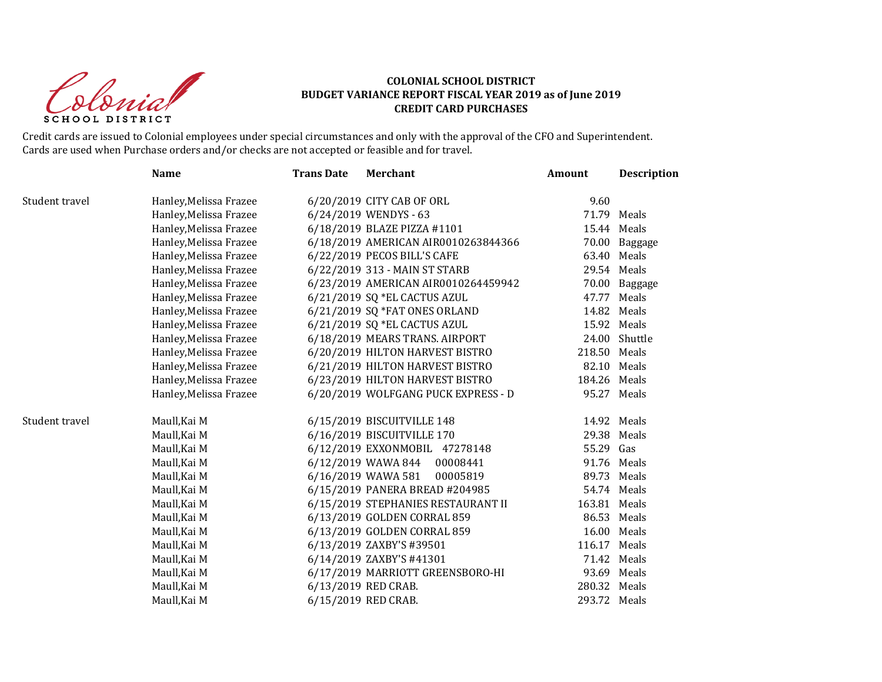**COLONIAL SCHOOL DISTRICT**
**BUDGET VARIANCE REPORT FISCAL YEAR 2019 as of June 2019**
**CREDIT CARD PURCHASES**

Credit cards are issued to Colonial employees under special circumstances and only with the approval of the CFO and Superintendent.
Cards are used when Purchase orders and/or checks are not accepted or feasible and for travel.

| | Name | Trans Date | Merchant | Amount | Description |
|---|---|---|---|---|---|
| Student travel | Hanley,Melissa Frazee | 6/20/2019 | CITY CAB OF ORL | 9.60 | |
| | Hanley,Melissa Frazee | 6/24/2019 | WENDYS - 63 | 71.79 | Meals |
| | Hanley,Melissa Frazee | 6/18/2019 | BLAZE PIZZA #1101 | 15.44 | Meals |
| | Hanley,Melissa Frazee | 6/18/2019 | AMERICAN AIR0010263844366 | 70.00 | Baggage |
| | Hanley,Melissa Frazee | 6/22/2019 | PECOS BILL'S CAFE | 63.40 | Meals |
| | Hanley,Melissa Frazee | 6/22/2019 | 313 - MAIN ST STARB | 29.54 | Meals |
| | Hanley,Melissa Frazee | 6/23/2019 | AMERICAN AIR0010264459942 | 70.00 | Baggage |
| | Hanley,Melissa Frazee | 6/21/2019 | SQ *EL CACTUS AZUL | 47.77 | Meals |
| | Hanley,Melissa Frazee | 6/21/2019 | SQ *FAT ONES ORLAND | 14.82 | Meals |
| | Hanley,Melissa Frazee | 6/21/2019 | SQ *EL CACTUS AZUL | 15.92 | Meals |
| | Hanley,Melissa Frazee | 6/18/2019 | MEARS TRANS. AIRPORT | 24.00 | Shuttle |
| | Hanley,Melissa Frazee | 6/20/2019 | HILTON HARVEST BISTRO | 218.50 | Meals |
| | Hanley,Melissa Frazee | 6/21/2019 | HILTON HARVEST BISTRO | 82.10 | Meals |
| | Hanley,Melissa Frazee | 6/23/2019 | HILTON HARVEST BISTRO | 184.26 | Meals |
| | Hanley,Melissa Frazee | 6/20/2019 | WOLFGANG PUCK EXPRESS - D | 95.27 | Meals |
| Student travel | Maull,Kai M | 6/15/2019 | BISCUITVILLE 148 | 14.92 | Meals |
| | Maull,Kai M | 6/16/2019 | BISCUITVILLE 170 | 29.38 | Meals |
| | Maull,Kai M | 6/12/2019 | EXXONMOBIL 47278148 | 55.29 | Gas |
| | Maull,Kai M | 6/12/2019 | WAWA 844 00008441 | 91.76 | Meals |
| | Maull,Kai M | 6/16/2019 | WAWA 581 00005819 | 89.73 | Meals |
| | Maull,Kai M | 6/15/2019 | PANERA BREAD #204985 | 54.74 | Meals |
| | Maull,Kai M | 6/15/2019 | STEPHANIES RESTAURANT II | 163.81 | Meals |
| | Maull,Kai M | 6/13/2019 | GOLDEN CORRAL 859 | 86.53 | Meals |
| | Maull,Kai M | 6/13/2019 | GOLDEN CORRAL 859 | 16.00 | Meals |
| | Maull,Kai M | 6/13/2019 | ZAXBY'S #39501 | 116.17 | Meals |
| | Maull,Kai M | 6/14/2019 | ZAXBY'S #41301 | 71.42 | Meals |
| | Maull,Kai M | 6/17/2019 | MARRIOTT GREENSBORO-HI | 93.69 | Meals |
| | Maull,Kai M | 6/13/2019 | RED CRAB. | 280.32 | Meals |
| | Maull,Kai M | 6/15/2019 | RED CRAB. | 293.72 | Meals |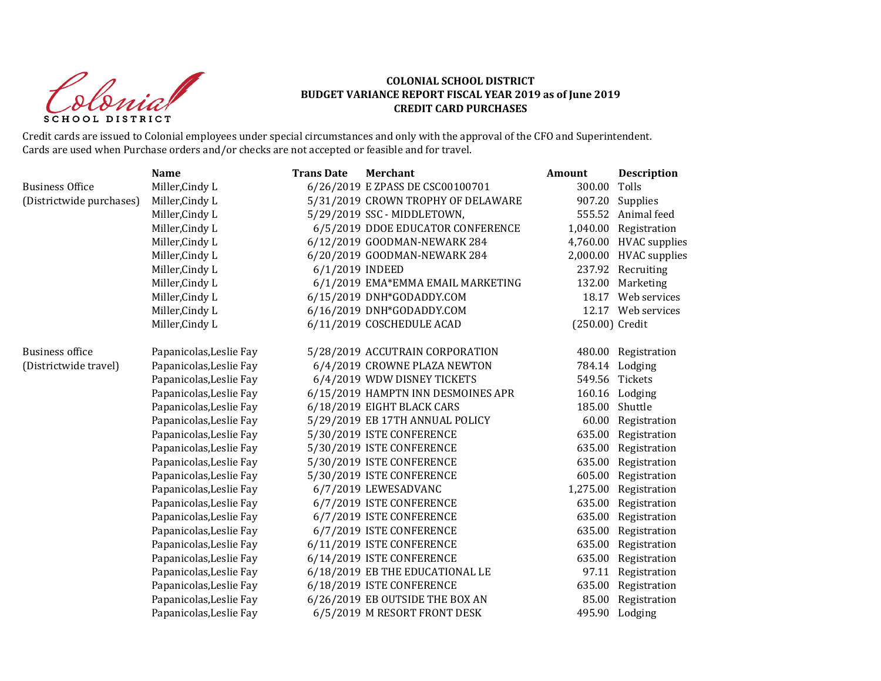**COLONIAL SCHOOL DISTRICT**
**BUDGET VARIANCE REPORT FISCAL YEAR 2019 as of June 2019**
**CREDIT CARD PURCHASES**

Credit cards are issued to Colonial employees under special circumstances and only with the approval of the CFO and Superintendent.
Cards are used when Purchase orders and/or checks are not accepted or feasible and for travel.

| | Name | Trans Date | Merchant | Amount | Description |
|---|---|---|---|---|---|
| Business Office | Miller,Cindy L | 6/26/2019 | E ZPASS DE CSC00100701 | 300.00 | Tolls |
| (Districtwide purchases) | Miller,Cindy L | 5/31/2019 | CROWN TROPHY OF DELAWARE | 907.20 | Supplies |
| | Miller,Cindy L | 5/29/2019 | SSC - MIDDLETOWN, | 555.52 | Animal feed |
| | Miller,Cindy L | 6/5/2019 | DDOE EDUCATOR CONFERENCE | 1,040.00 | Registration |
| | Miller,Cindy L | 6/12/2019 | GOODMAN-NEWARK 284 | 4,760.00 | HVAC supplies |
| | Miller,Cindy L | 6/20/2019 | GOODMAN-NEWARK 284 | 2,000.00 | HVAC supplies |
| | Miller,Cindy L | 6/1/2019 | INDEED | 237.92 | Recruiting |
| | Miller,Cindy L | 6/1/2019 | EMA*EMMA EMAIL MARKETING | 132.00 | Marketing |
| | Miller,Cindy L | 6/15/2019 | DNH*GODADDY.COM | 18.17 | Web services |
| | Miller,Cindy L | 6/16/2019 | DNH*GODADDY.COM | 12.17 | Web services |
| | Miller,Cindy L | 6/11/2019 | COSCHEDULE ACAD | (250.00) | Credit |
| | | | | | |
| Business office | Papanicolas,Leslie Fay | 5/28/2019 | ACCUTRAIN CORPORATION | 480.00 | Registration |
| (Districtwide travel) | Papanicolas,Leslie Fay | 6/4/2019 | CROWNE PLAZA NEWTON | 784.14 | Lodging |
| | Papanicolas,Leslie Fay | 6/4/2019 | WDW DISNEY TICKETS | 549.56 | Tickets |
| | Papanicolas,Leslie Fay | 6/15/2019 | HAMPTN INN DESMOINES APR | 160.16 | Lodging |
| | Papanicolas,Leslie Fay | 6/18/2019 | EIGHT BLACK CARS | 185.00 | Shuttle |
| | Papanicolas,Leslie Fay | 5/29/2019 | EB 17TH ANNUAL POLICY | 60.00 | Registration |
| | Papanicolas,Leslie Fay | 5/30/2019 | ISTE CONFERENCE | 635.00 | Registration |
| | Papanicolas,Leslie Fay | 5/30/2019 | ISTE CONFERENCE | 635.00 | Registration |
| | Papanicolas,Leslie Fay | 5/30/2019 | ISTE CONFERENCE | 635.00 | Registration |
| | Papanicolas,Leslie Fay | 5/30/2019 | ISTE CONFERENCE | 605.00 | Registration |
| | Papanicolas,Leslie Fay | 6/7/2019 | LEWESADVANC | 1,275.00 | Registration |
| | Papanicolas,Leslie Fay | 6/7/2019 | ISTE CONFERENCE | 635.00 | Registration |
| | Papanicolas,Leslie Fay | 6/7/2019 | ISTE CONFERENCE | 635.00 | Registration |
| | Papanicolas,Leslie Fay | 6/7/2019 | ISTE CONFERENCE | 635.00 | Registration |
| | Papanicolas,Leslie Fay | 6/11/2019 | ISTE CONFERENCE | 635.00 | Registration |
| | Papanicolas,Leslie Fay | 6/14/2019 | ISTE CONFERENCE | 635.00 | Registration |
| | Papanicolas,Leslie Fay | 6/18/2019 | EB THE EDUCATIONAL LE | 97.11 | Registration |
| | Papanicolas,Leslie Fay | 6/18/2019 | ISTE CONFERENCE | 635.00 | Registration |
| | Papanicolas,Leslie Fay | 6/26/2019 | EB OUTSIDE THE BOX AN | 85.00 | Registration |
| | Papanicolas,Leslie Fay | 6/5/2019 | M RESORT FRONT DESK | 495.90 | Lodging |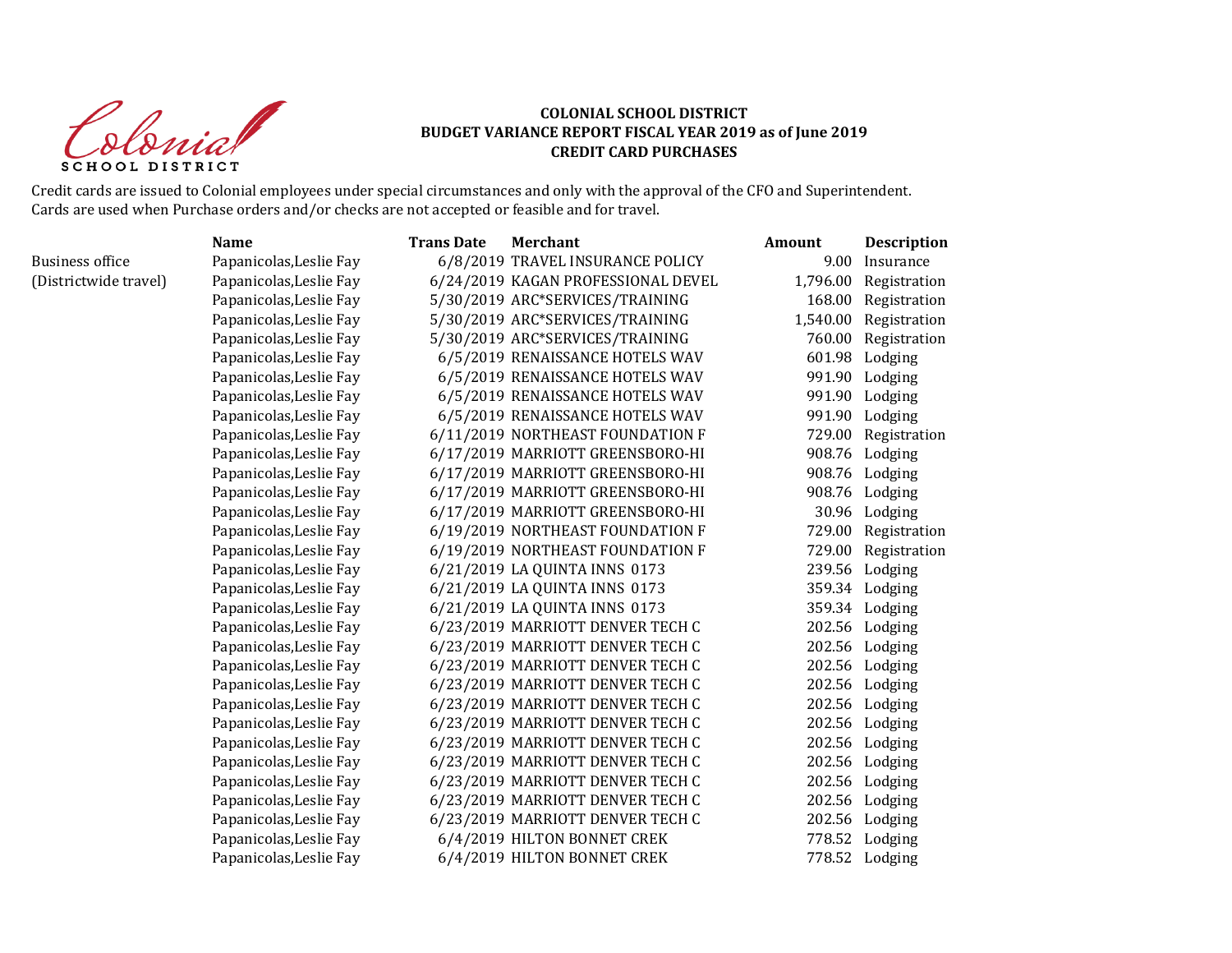**COLONIAL SCHOOL DISTRICT**
**BUDGET VARIANCE REPORT FISCAL YEAR 2019 as of June 2019**
**CREDIT CARD PURCHASES**

Credit cards are issued to Colonial employees under special circumstances and only with the approval of the CFO and Superintendent.
Cards are used when Purchase orders and/or checks are not accepted or feasible and for travel.

| | Name | Trans Date | Merchant | Amount | Description |
|---|---|---|---|---|---|
| Business office | Papanicolas,Leslie Fay | 6/8/2019 | TRAVEL INSURANCE POLICY | 9.00 | Insurance |
| (Districtwide travel) | Papanicolas,Leslie Fay | 6/24/2019 | KAGAN PROFESSIONAL DEVEL | 1,796.00 | Registration |
| | Papanicolas,Leslie Fay | 5/30/2019 | ARC*SERVICES/TRAINING | 168.00 | Registration |
| | Papanicolas,Leslie Fay | 5/30/2019 | ARC*SERVICES/TRAINING | 1,540.00 | Registration |
| | Papanicolas,Leslie Fay | 5/30/2019 | ARC*SERVICES/TRAINING | 760.00 | Registration |
| | Papanicolas,Leslie Fay | 6/5/2019 | RENAISSANCE HOTELS WAV | 601.98 | Lodging |
| | Papanicolas,Leslie Fay | 6/5/2019 | RENAISSANCE HOTELS WAV | 991.90 | Lodging |
| | Papanicolas,Leslie Fay | 6/5/2019 | RENAISSANCE HOTELS WAV | 991.90 | Lodging |
| | Papanicolas,Leslie Fay | 6/5/2019 | RENAISSANCE HOTELS WAV | 991.90 | Lodging |
| | Papanicolas,Leslie Fay | 6/11/2019 | NORTHEAST FOUNDATION F | 729.00 | Registration |
| | Papanicolas,Leslie Fay | 6/17/2019 | MARRIOTT GREENSBORO-HI | 908.76 | Lodging |
| | Papanicolas,Leslie Fay | 6/17/2019 | MARRIOTT GREENSBORO-HI | 908.76 | Lodging |
| | Papanicolas,Leslie Fay | 6/17/2019 | MARRIOTT GREENSBORO-HI | 908.76 | Lodging |
| | Papanicolas,Leslie Fay | 6/17/2019 | MARRIOTT GREENSBORO-HI | 30.96 | Lodging |
| | Papanicolas,Leslie Fay | 6/19/2019 | NORTHEAST FOUNDATION F | 729.00 | Registration |
| | Papanicolas,Leslie Fay | 6/19/2019 | NORTHEAST FOUNDATION F | 729.00 | Registration |
| | Papanicolas,Leslie Fay | 6/21/2019 | LA QUINTA INNS 0173 | 239.56 | Lodging |
| | Papanicolas,Leslie Fay | 6/21/2019 | LA QUINTA INNS 0173 | 359.34 | Lodging |
| | Papanicolas,Leslie Fay | 6/21/2019 | LA QUINTA INNS 0173 | 359.34 | Lodging |
| | Papanicolas,Leslie Fay | 6/23/2019 | MARRIOTT DENVER TECH C | 202.56 | Lodging |
| | Papanicolas,Leslie Fay | 6/23/2019 | MARRIOTT DENVER TECH C | 202.56 | Lodging |
| | Papanicolas,Leslie Fay | 6/23/2019 | MARRIOTT DENVER TECH C | 202.56 | Lodging |
| | Papanicolas,Leslie Fay | 6/23/2019 | MARRIOTT DENVER TECH C | 202.56 | Lodging |
| | Papanicolas,Leslie Fay | 6/23/2019 | MARRIOTT DENVER TECH C | 202.56 | Lodging |
| | Papanicolas,Leslie Fay | 6/23/2019 | MARRIOTT DENVER TECH C | 202.56 | Lodging |
| | Papanicolas,Leslie Fay | 6/23/2019 | MARRIOTT DENVER TECH C | 202.56 | Lodging |
| | Papanicolas,Leslie Fay | 6/23/2019 | MARRIOTT DENVER TECH C | 202.56 | Lodging |
| | Papanicolas,Leslie Fay | 6/23/2019 | MARRIOTT DENVER TECH C | 202.56 | Lodging |
| | Papanicolas,Leslie Fay | 6/23/2019 | MARRIOTT DENVER TECH C | 202.56 | Lodging |
| | Papanicolas,Leslie Fay | 6/23/2019 | MARRIOTT DENVER TECH C | 202.56 | Lodging |
| | Papanicolas,Leslie Fay | 6/4/2019 | HILTON BONNET CREK | 778.52 | Lodging |
| | Papanicolas,Leslie Fay | 6/4/2019 | HILTON BONNET CREK | 778.52 | Lodging |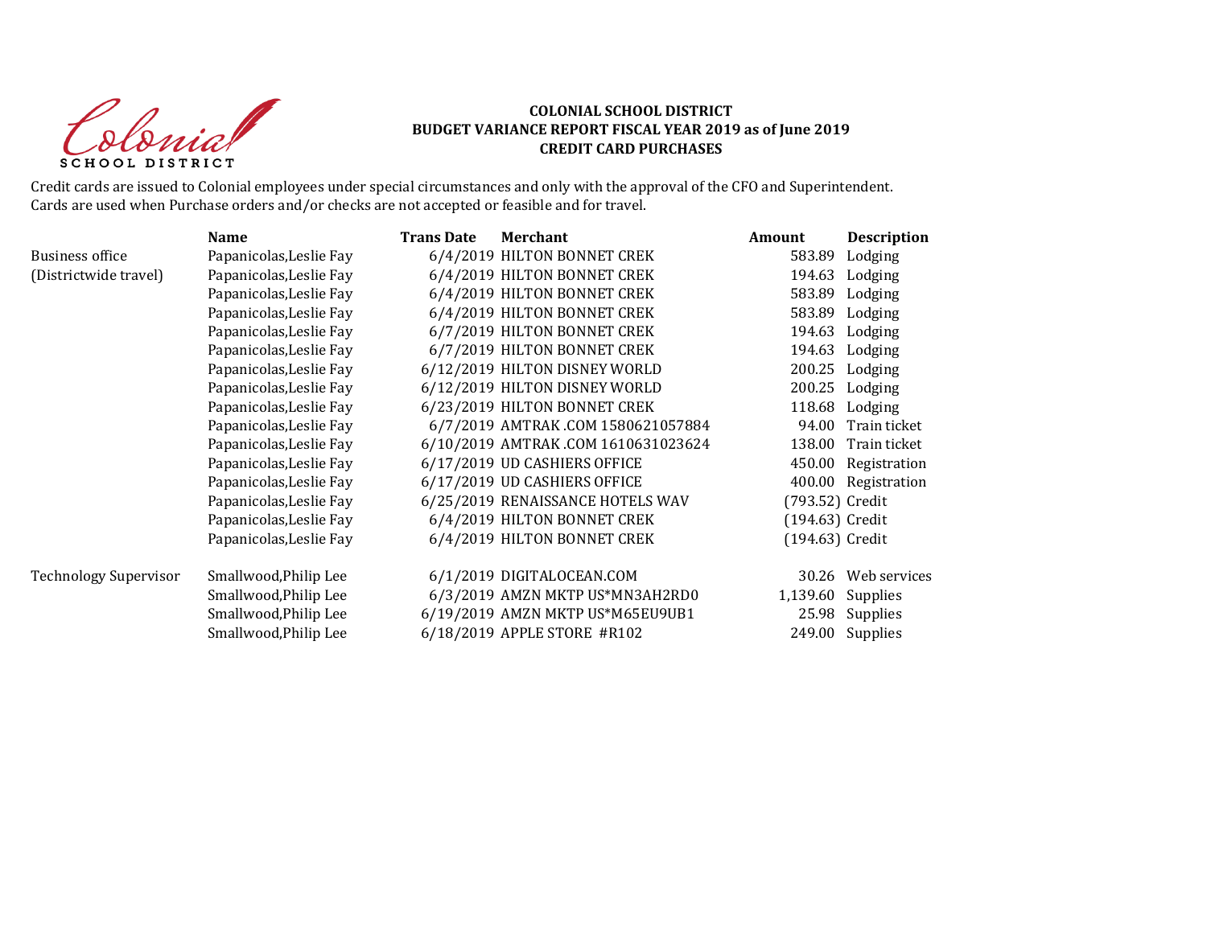**COLONIAL SCHOOL DISTRICT**
**BUDGET VARIANCE REPORT FISCAL YEAR 2019 as of June 2019**
**CREDIT CARD PURCHASES**

Credit cards are issued to Colonial employees under special circumstances and only with the approval of the CFO and Superintendent.
Cards are used when Purchase orders and/or checks are not accepted or feasible and for travel.

| | Name | Trans Date | Merchant | Amount | Description |
|---|---|---|---|---|---|
| Business office | Papanicolas,Leslie Fay | 6/4/2019 | HILTON BONNET CREK | 583.89 | Lodging |
| (Districtwide travel) | Papanicolas,Leslie Fay | 6/4/2019 | HILTON BONNET CREK | 194.63 | Lodging |
| | Papanicolas,Leslie Fay | 6/4/2019 | HILTON BONNET CREK | 583.89 | Lodging |
| | Papanicolas,Leslie Fay | 6/4/2019 | HILTON BONNET CREK | 583.89 | Lodging |
| | Papanicolas,Leslie Fay | 6/7/2019 | HILTON BONNET CREK | 194.63 | Lodging |
| | Papanicolas,Leslie Fay | 6/7/2019 | HILTON BONNET CREK | 194.63 | Lodging |
| | Papanicolas,Leslie Fay | 6/12/2019 | HILTON DISNEY WORLD | 200.25 | Lodging |
| | Papanicolas,Leslie Fay | 6/12/2019 | HILTON DISNEY WORLD | 200.25 | Lodging |
| | Papanicolas,Leslie Fay | 6/23/2019 | HILTON BONNET CREK | 118.68 | Lodging |
| | Papanicolas,Leslie Fay | 6/7/2019 | AMTRAK .COM 1580621057884 | 94.00 | Train ticket |
| | Papanicolas,Leslie Fay | 6/10/2019 | AMTRAK .COM 1610631023624 | 138.00 | Train ticket |
| | Papanicolas,Leslie Fay | 6/17/2019 | UD CASHIERS OFFICE | 450.00 | Registration |
| | Papanicolas,Leslie Fay | 6/17/2019 | UD CASHIERS OFFICE | 400.00 | Registration |
| | Papanicolas,Leslie Fay | 6/25/2019 | RENAISSANCE HOTELS WAV | (793.52) | Credit |
| | Papanicolas,Leslie Fay | 6/4/2019 | HILTON BONNET CREK | (194.63) | Credit |
| | Papanicolas,Leslie Fay | 6/4/2019 | HILTON BONNET CREK | (194.63) | Credit |
| Technology Supervisor | Smallwood,Philip Lee | 6/1/2019 | DIGITALOCEAN.COM | 30.26 | Web services |
| | Smallwood,Philip Lee | 6/3/2019 | AMZN MKTP US*MN3AH2RD0 | 1,139.60 | Supplies |
| | Smallwood,Philip Lee | 6/19/2019 | AMZN MKTP US*M65EU9UB1 | 25.98 | Supplies |
| | Smallwood,Philip Lee | 6/18/2019 | APPLE STORE #R102 | 249.00 | Supplies |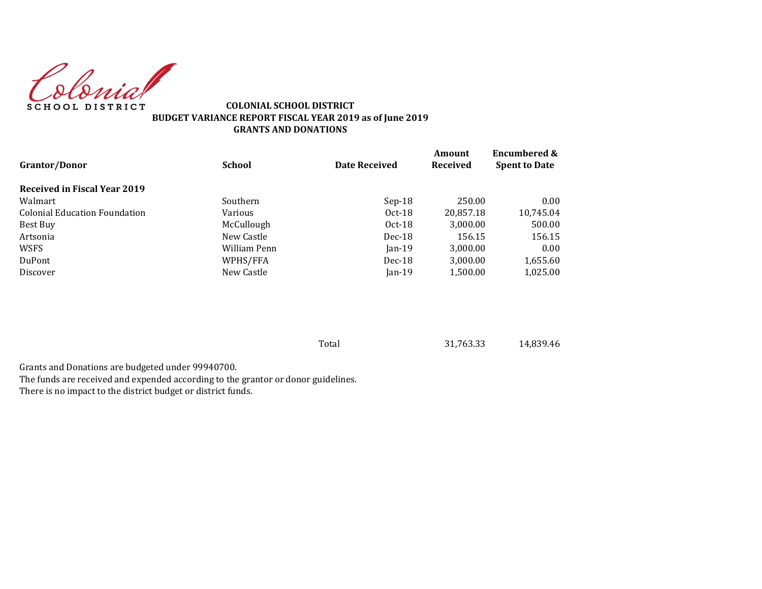**COLONIAL SCHOOL DISTRICT**
**BUDGET VARIANCE REPORT FISCAL YEAR 2019 as of June 2019**
**GRANTS AND DONATIONS**

| Grantor/Donor | School | Date Received | Amount Received | Encumbered & Spent to Date |
|---|---|---|---|---|
| **Received in Fiscal Year 2019** | | | | |
| Walmart | Southern | Sep-18 | 250.00 | 0.00 |
| Colonial Education Foundation | Various | Oct-18 | 20,857.18 | 10,745.04 |
| Best Buy | McCullough | Oct-18 | 3,000.00 | 500.00 |
| Artsonia | New Castle | Dec-18 | 156.15 | 156.15 |
| WSFS | William Penn | Jan-19 | 3,000.00 | 0.00 |
| DuPont | WPHS/FFA | Dec-18 | 3,000.00 | 1,655.60 |
| Discover | New Castle | Jan-19 | 1,500.00 | 1,025.00 |
| | Total | | 31,763.33 | 14,839.46 |

Grants and Donations are budgeted under 99940700.
The funds are received and expended according to the grantor or donor guidelines.
There is no impact to the district budget or district funds.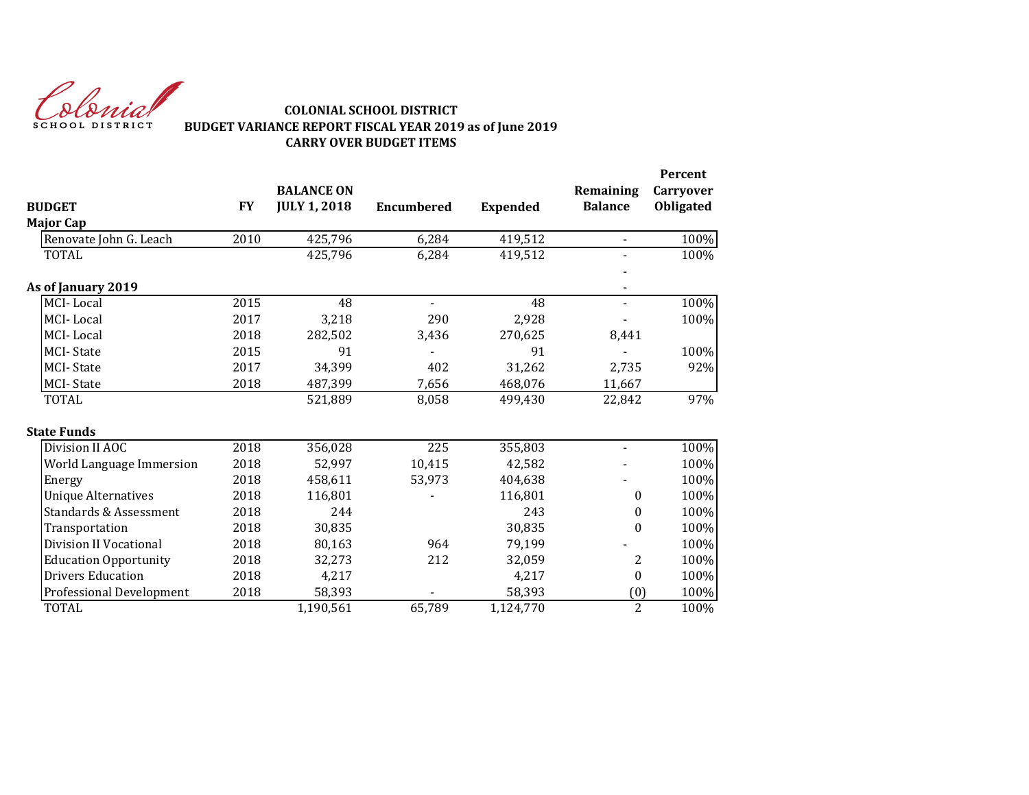**COLONIAL SCHOOL DISTRICT**
**BUDGET VARIANCE REPORT FISCAL YEAR 2019 as of June 2019**
**CARRY OVER BUDGET ITEMS**

| BUDGET | FY | BALANCE ON JULY 1, 2018 | Encumbered | Expended | Remaining Balance | Percent Carryover Obligated |
|---|---|---|---|---|---|---|
| **Major Cap** | | | | | | |
| Renovate John G. Leach | 2010 | 425,796 | 6,284 | 419,512 | - | 100% |
| TOTAL | | 425,796 | 6,284 | 419,512 | - | 100% |
| | | | | | - | |
| **As of January 2019** | | | | | - | |
| MCI- Local | 2015 | 48 | - | 48 | - | 100% |
| MCI- Local | 2017 | 3,218 | 290 | 2,928 | - | 100% |
| MCI- Local | 2018 | 282,502 | 3,436 | 270,625 | 8,441 | |
| MCI- State | 2015 | 91 | - | 91 | - | 100% |
| MCI- State | 2017 | 34,399 | 402 | 31,262 | 2,735 | 92% |
| MCI- State | 2018 | 487,399 | 7,656 | 468,076 | 11,667 | |
| TOTAL | | 521,889 | 8,058 | 499,430 | 22,842 | 97% |
| **State Funds** | | | | | | |
| Division II AOC | 2018 | 356,028 | 225 | 355,803 | - | 100% |
| World Language Immersion | 2018 | 52,997 | 10,415 | 42,582 | - | 100% |
| Energy | 2018 | 458,611 | 53,973 | 404,638 | - | 100% |
| Unique Alternatives | 2018 | 116,801 | - | 116,801 | 0 | 100% |
| Standards & Assessment | 2018 | 244 | | 243 | 0 | 100% |
| Transportation | 2018 | 30,835 | | 30,835 | 0 | 100% |
| Division II Vocational | 2018 | 80,163 | 964 | 79,199 | - | 100% |
| Education Opportunity | 2018 | 32,273 | 212 | 32,059 | 2 | 100% |
| Drivers Education | 2018 | 4,217 | | 4,217 | 0 | 100% |
| Professional Development | 2018 | 58,393 | - | 58,393 | (0) | 100% |
| TOTAL | | 1,190,561 | 65,789 | 1,124,770 | 2 | 100% |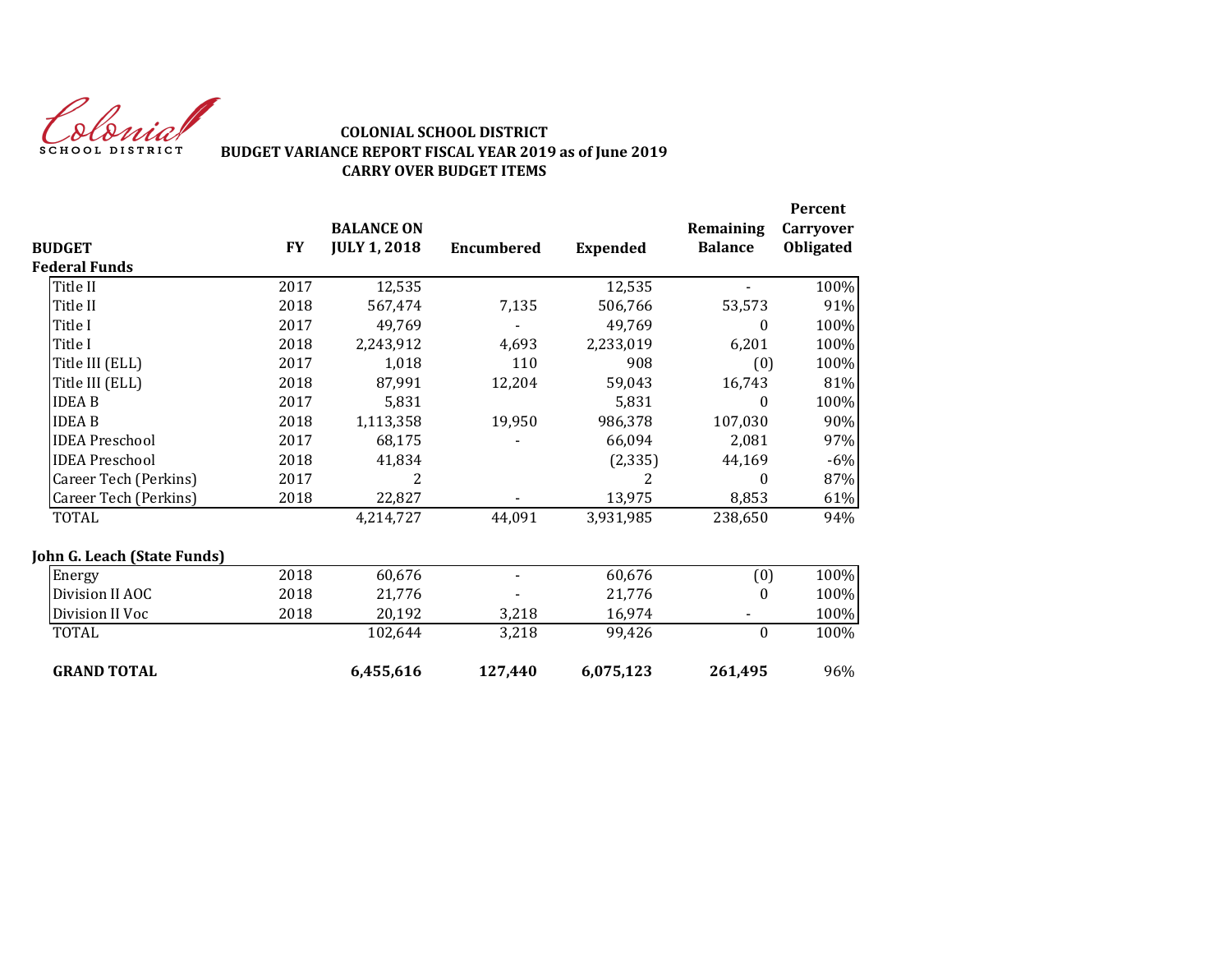Colonial SCHOOL DISTRICT

**COLONIAL SCHOOL DISTRICT**
**BUDGET VARIANCE REPORT FISCAL YEAR 2019 as of June 2019**
**CARRY OVER BUDGET ITEMS**

| BUDGET | FY | BALANCE ON JULY 1, 2018 | Encumbered | Expended | Remaining Balance | Percent Carryover Obligated |
|---|---|---|---|---|---|---|
| **Federal Funds** | | | | | | |
| Title II | 2017 | 12,535 | | 12,535 | - | 100% |
| Title II | 2018 | 567,474 | 7,135 | 506,766 | 53,573 | 91% |
| Title I | 2017 | 49,769 | - | 49,769 | 0 | 100% |
| Title I | 2018 | 2,243,912 | 4,693 | 2,233,019 | 6,201 | 100% |
| Title III (ELL) | 2017 | 1,018 | 110 | 908 | (0) | 100% |
| Title III (ELL) | 2018 | 87,991 | 12,204 | 59,043 | 16,743 | 81% |
| IDEA B | 2017 | 5,831 | | 5,831 | 0 | 100% |
| IDEA B | 2018 | 1,113,358 | 19,950 | 986,378 | 107,030 | 90% |
| IDEA Preschool | 2017 | 68,175 | - | 66,094 | 2,081 | 97% |
| IDEA Preschool | 2018 | 41,834 | | (2,335) | 44,169 | -6% |
| Career Tech (Perkins) | 2017 | 2 | | 2 | 0 | 87% |
| Career Tech (Perkins) | 2018 | 22,827 | - | 13,975 | 8,853 | 61% |
| TOTAL | | 4,214,727 | 44,091 | 3,931,985 | 238,650 | 94% |
| **John G. Leach (State Funds)** | | | | | | |
| Energy | 2018 | 60,676 | - | 60,676 | (0) | 100% |
| Division II AOC | 2018 | 21,776 | - | 21,776 | 0 | 100% |
| Division II Voc | 2018 | 20,192 | 3,218 | 16,974 | - | 100% |
| TOTAL | | 102,644 | 3,218 | 99,426 | 0 | 100% |
| **GRAND TOTAL** | | **6,455,616** | **127,440** | **6,075,123** | **261,495** | 96% |